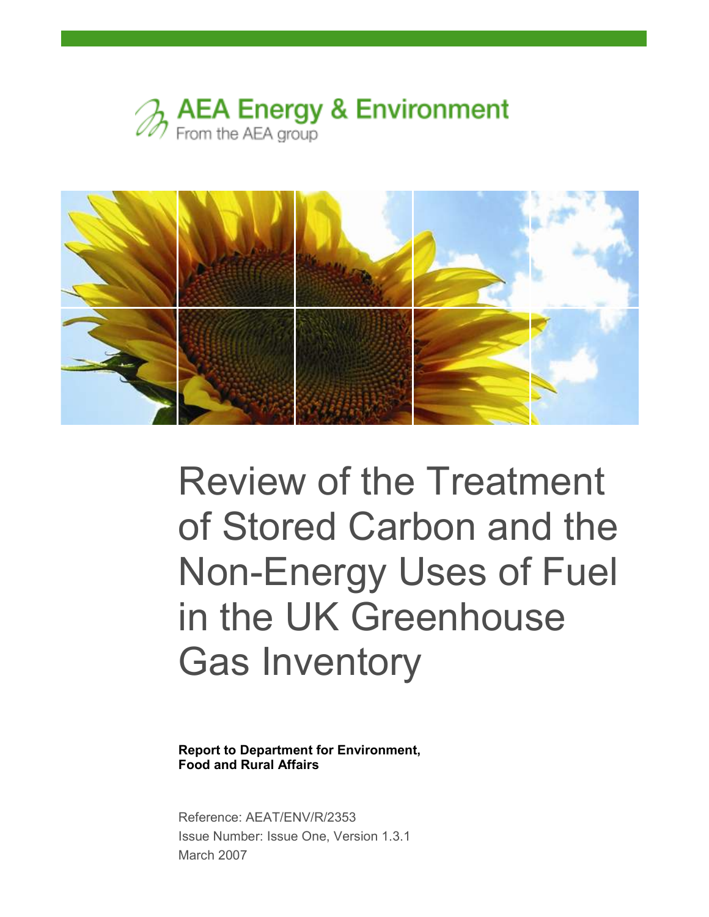AEA Energy & Environment

From the AEA group

# Review of the Treatment of Stored Carbon and the Non-Energy Uses of Fuel in the UK Greenhouse Gas Inventory

**Report to Department for Environment, Food and Rural Affairs**

Reference: AEAT/ENV/R/2353

Issue Number: Issue One, Version 1.3.1

March 2007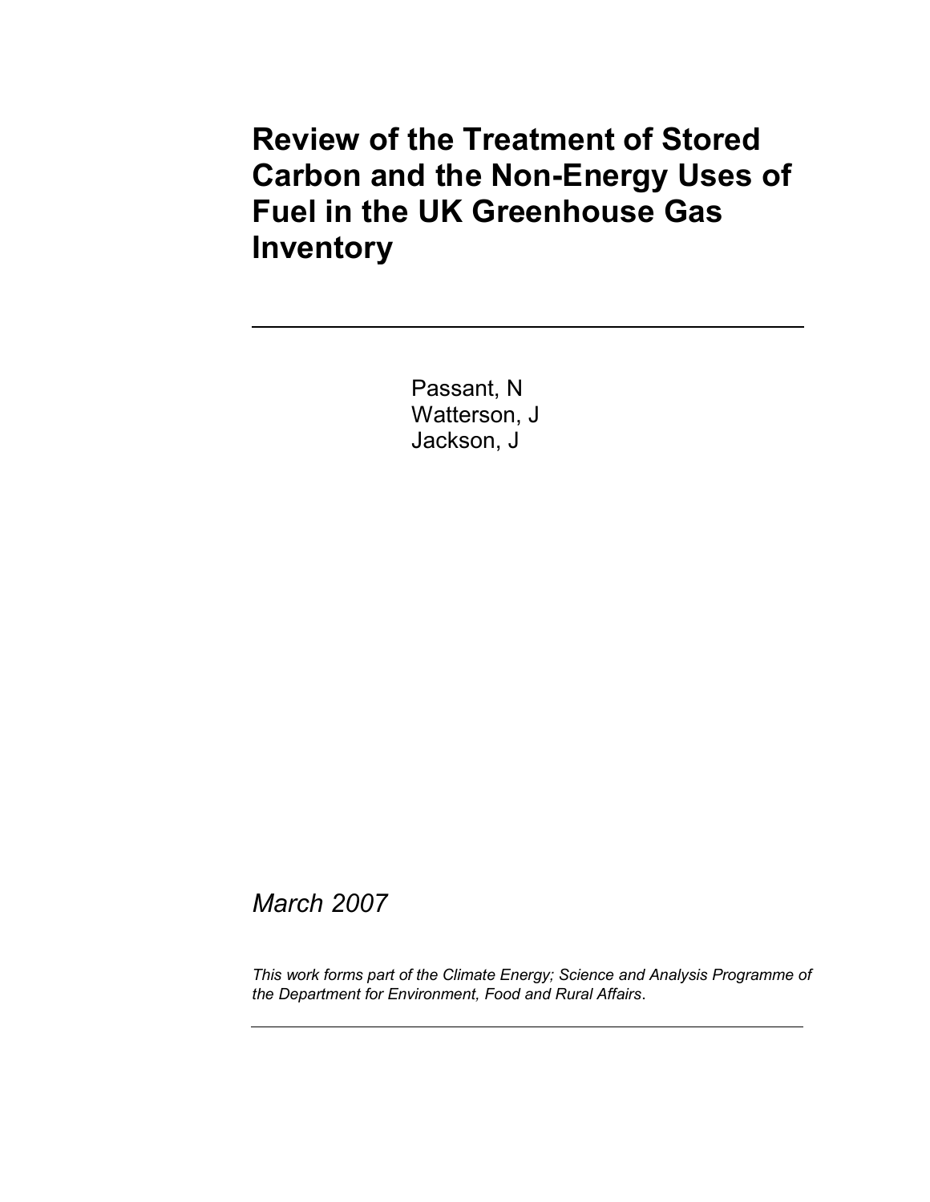# Review of the Treatment of Stored Carbon and the Non-Energy Uses of Fuel in the UK Greenhouse Gas Inventory

Passant, N
Watterson, J
Jackson, J

*March 2007*

*This work forms part of the Climate Energy; Science and Analysis Programme of the Department for Environment, Food and Rural Affairs*.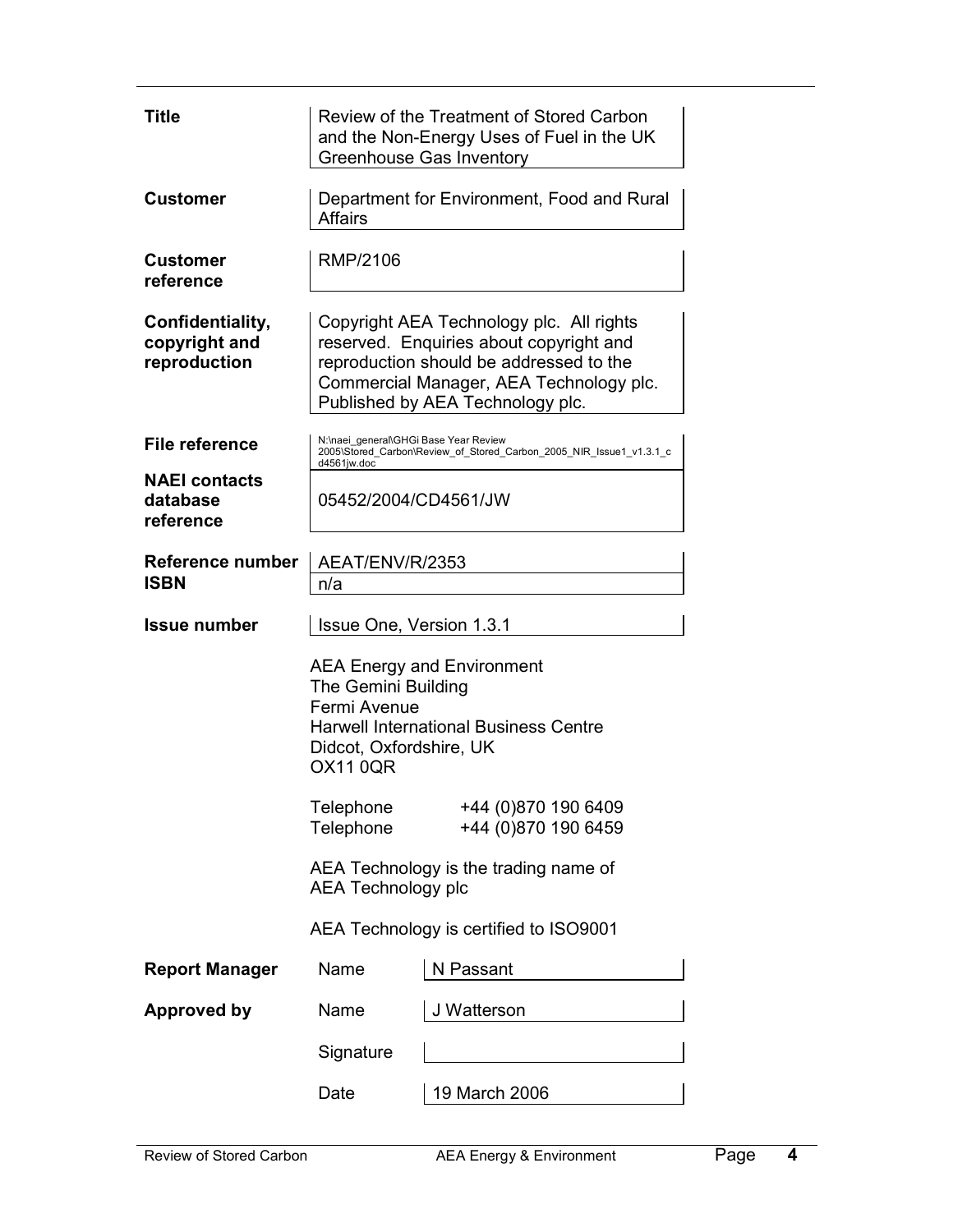| | |
|---|---|
| **Title** | Review of the Treatment of Stored Carbon and the Non-Energy Uses of Fuel in the UK Greenhouse Gas Inventory |
| **Customer** | Department for Environment, Food and Rural Affairs |
| **Customer reference** | RMP/2106 |
| **Confidentiality, copyright and reproduction** | Copyright AEA Technology plc. All rights reserved. Enquiries about copyright and reproduction should be addressed to the Commercial Manager, AEA Technology plc. Published by AEA Technology plc. |
| **File reference** | N:\naei_general\GHGi Base Year Review 2005\Stored_Carbon\Review_of_Stored_Carbon_2005_NIR_Issue1_v1.3.1_cd4561jw.doc |
| **NAEI contacts database reference** | 05452/2004/CD4561/JW |
| **Reference number** | AEAT/ENV/R/2353 |
| **ISBN** | n/a |
| **Issue number** | Issue One, Version 1.3.1 |

AEA Energy and Environment
The Gemini Building
Fermi Avenue
Harwell International Business Centre
Didcot, Oxfordshire, UK
OX11 0QR

Telephone +44 (0)870 190 6409
Telephone +44 (0)870 190 6459

AEA Technology is the trading name of AEA Technology plc

AEA Technology is certified to ISO9001

| | | |
|---|---|---|
| **Report Manager** | Name | N Passant |
| **Approved by** | Name | J Watterson |
| | Signature | |
| | Date | 19 March 2006 |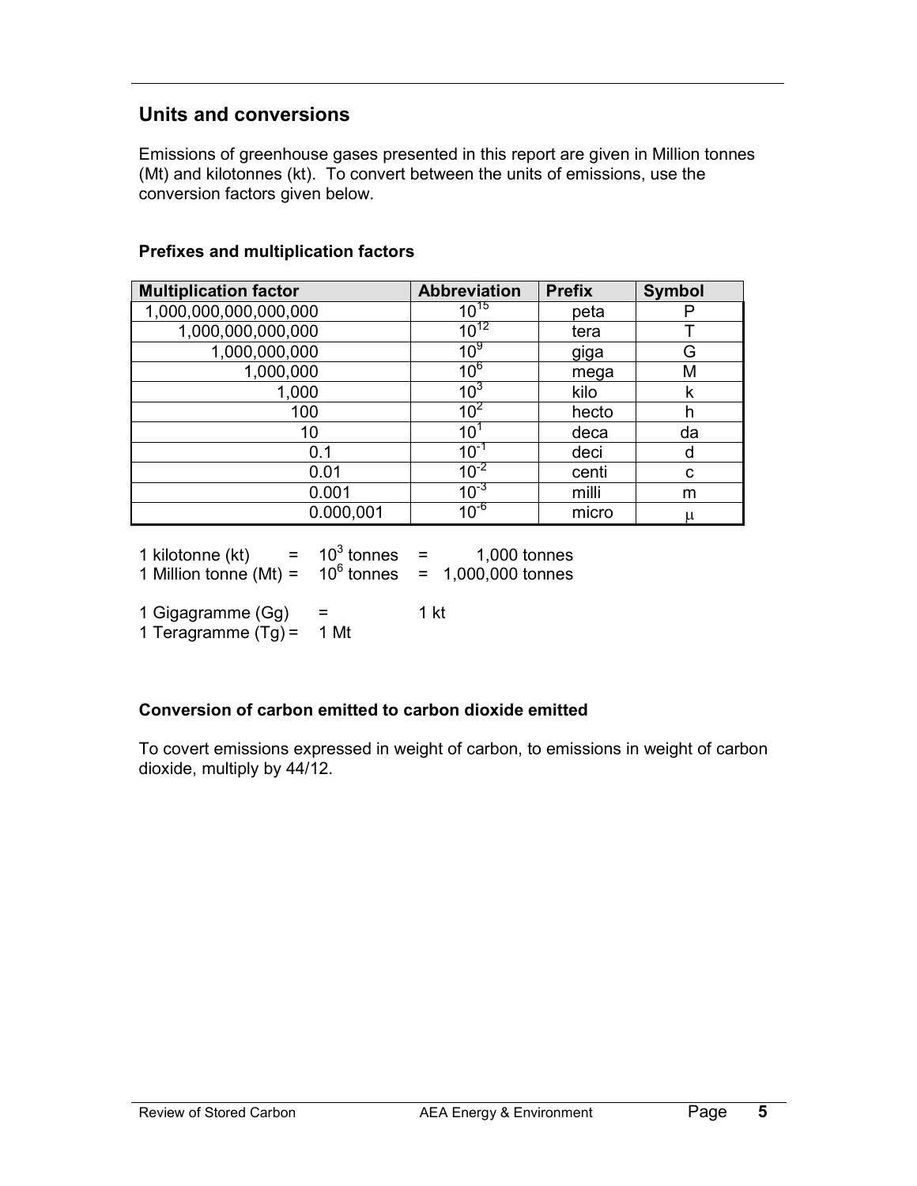## Units and conversions

Emissions of greenhouse gases presented in this report are given in Million tonnes (Mt) and kilotonnes (kt). To convert between the units of emissions, use the conversion factors given below.

### Prefixes and multiplication factors

| Multiplication factor | Abbreviation | Prefix | Symbol |
|---|---|---|---|
| 1,000,000,000,000,000 | $10^{15}$ | peta | P |
| 1,000,000,000,000 | $10^{12}$ | tera | T |
| 1,000,000,000 | $10^{9}$ | giga | G |
| 1,000,000 | $10^{6}$ | mega | M |
| 1,000 | $10^{3}$ | kilo | k |
| 100 | $10^{2}$ | hecto | h |
| 10 | $10^{1}$ | deca | da |
| 0.1 | $10^{-1}$ | deci | d |
| 0.01 | $10^{-2}$ | centi | c |
| 0.001 | $10^{-3}$ | milli | m |
| 0.000,001 | $10^{-6}$ | micro | $\mu$ |

1 kilotonne (kt) = $10^3$ tonnes = 1,000 tonnes
1 Million tonne (Mt) = $10^6$ tonnes = 1,000,000 tonnes

1 Gigagramme (Gg) = 1 kt
1 Teragramme (Tg) = 1 Mt

### Conversion of carbon emitted to carbon dioxide emitted

To covert emissions expressed in weight of carbon, to emissions in weight of carbon dioxide, multiply by 44/12.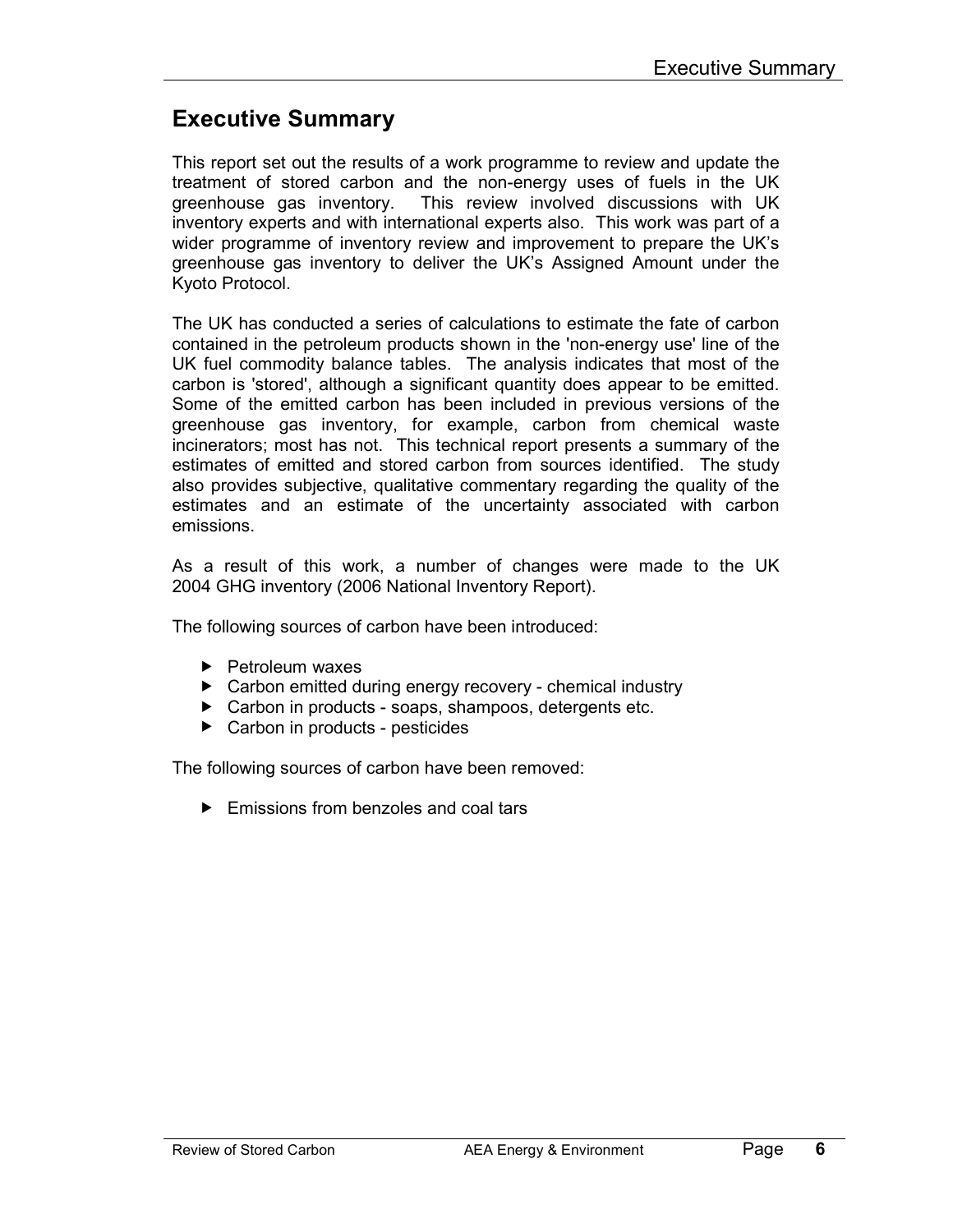# Executive Summary

This report set out the results of a work programme to review and update the treatment of stored carbon and the non-energy uses of fuels in the UK greenhouse gas inventory. This review involved discussions with UK inventory experts and with international experts also. This work was part of a wider programme of inventory review and improvement to prepare the UK's greenhouse gas inventory to deliver the UK's Assigned Amount under the Kyoto Protocol.

The UK has conducted a series of calculations to estimate the fate of carbon contained in the petroleum products shown in the 'non-energy use' line of the UK fuel commodity balance tables. The analysis indicates that most of the carbon is 'stored', although a significant quantity does appear to be emitted. Some of the emitted carbon has been included in previous versions of the greenhouse gas inventory, for example, carbon from chemical waste incinerators; most has not. This technical report presents a summary of the estimates of emitted and stored carbon from sources identified. The study also provides subjective, qualitative commentary regarding the quality of the estimates and an estimate of the uncertainty associated with carbon emissions.

As a result of this work, a number of changes were made to the UK 2004 GHG inventory (2006 National Inventory Report).

The following sources of carbon have been introduced:

- Petroleum waxes
- Carbon emitted during energy recovery - chemical industry
- Carbon in products - soaps, shampoos, detergents etc.
- Carbon in products - pesticides

The following sources of carbon have been removed:

- Emissions from benzoles and coal tars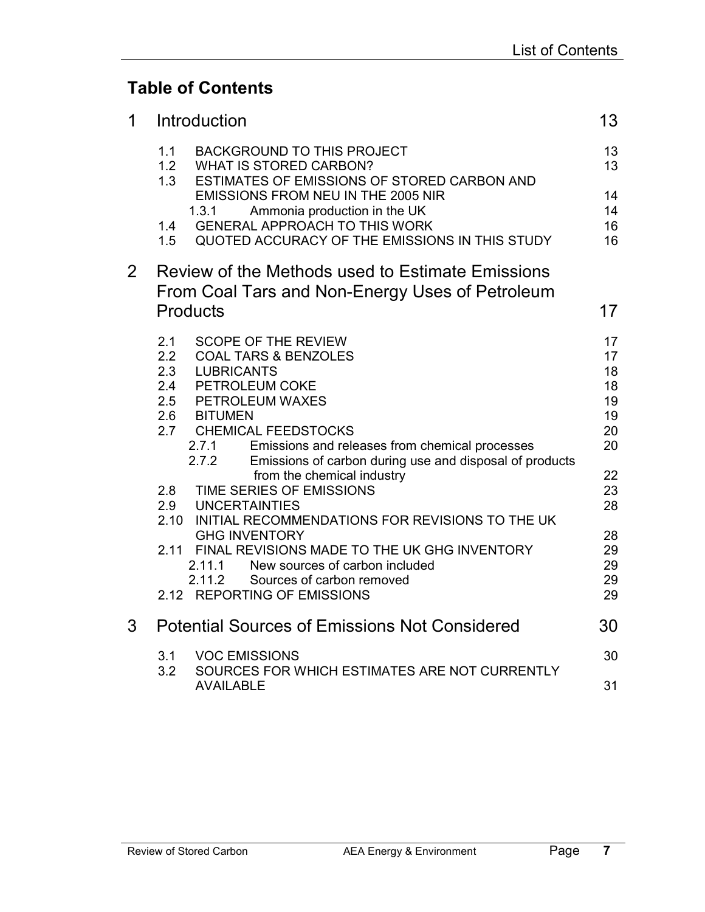## Table of Contents

| | | |
|---|---|---|
| **1** | **Introduction** | **13** |
| 1.1 | BACKGROUND TO THIS PROJECT | 13 |
| 1.2 | WHAT IS STORED CARBON? | 13 |
| 1.3 | ESTIMATES OF EMISSIONS OF STORED CARBON AND EMISSIONS FROM NEU IN THE 2005 NIR | 14 |
| 1.3.1 | Ammonia production in the UK | 14 |
| 1.4 | GENERAL APPROACH TO THIS WORK | 16 |
| 1.5 | QUOTED ACCURACY OF THE EMISSIONS IN THIS STUDY | 16 |
| **2** | **Review of the Methods used to Estimate Emissions From Coal Tars and Non-Energy Uses of Petroleum Products** | **17** |
| 2.1 | SCOPE OF THE REVIEW | 17 |
| 2.2 | COAL TARS & BENZOLES | 17 |
| 2.3 | LUBRICANTS | 18 |
| 2.4 | PETROLEUM COKE | 18 |
| 2.5 | PETROLEUM WAXES | 19 |
| 2.6 | BITUMEN | 19 |
| 2.7 | CHEMICAL FEEDSTOCKS | 20 |
| 2.7.1 | Emissions and releases from chemical processes | 20 |
| 2.7.2 | Emissions of carbon during use and disposal of products from the chemical industry | 22 |
| 2.8 | TIME SERIES OF EMISSIONS | 23 |
| 2.9 | UNCERTAINTIES | 28 |
| 2.10 | INITIAL RECOMMENDATIONS FOR REVISIONS TO THE UK GHG INVENTORY | 28 |
| 2.11 | FINAL REVISIONS MADE TO THE UK GHG INVENTORY | 29 |
| 2.11.1 | New sources of carbon included | 29 |
| 2.11.2 | Sources of carbon removed | 29 |
| 2.12 | REPORTING OF EMISSIONS | 29 |
| **3** | **Potential Sources of Emissions Not Considered** | **30** |
| 3.1 | VOC EMISSIONS | 30 |
| 3.2 | SOURCES FOR WHICH ESTIMATES ARE NOT CURRENTLY AVAILABLE | 31 |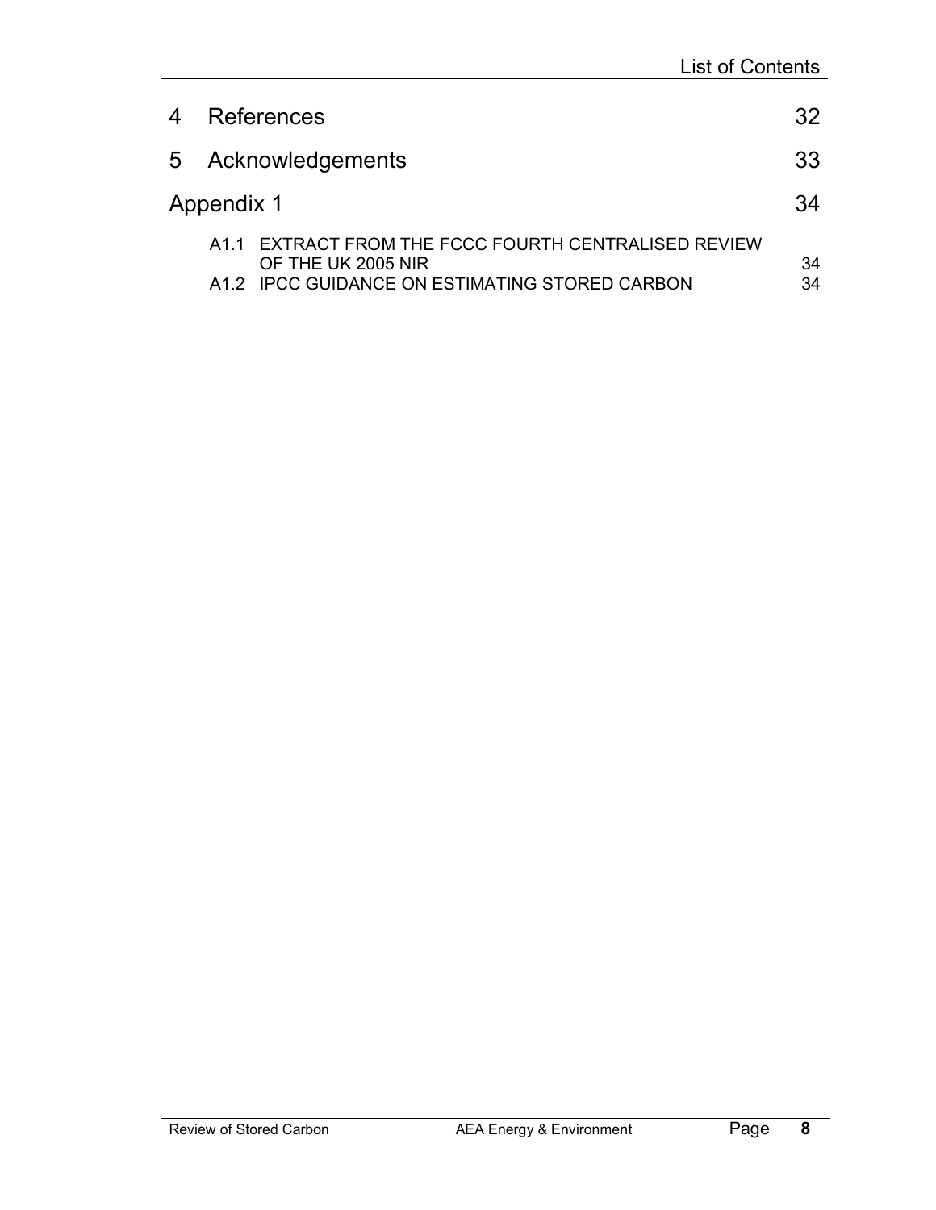4 References 32

5 Acknowledgements 33

Appendix 1 34

A1.1 EXTRACT FROM THE FCCC FOURTH CENTRALISED REVIEW OF THE UK 2005 NIR 34

A1.2 IPCC GUIDANCE ON ESTIMATING STORED CARBON 34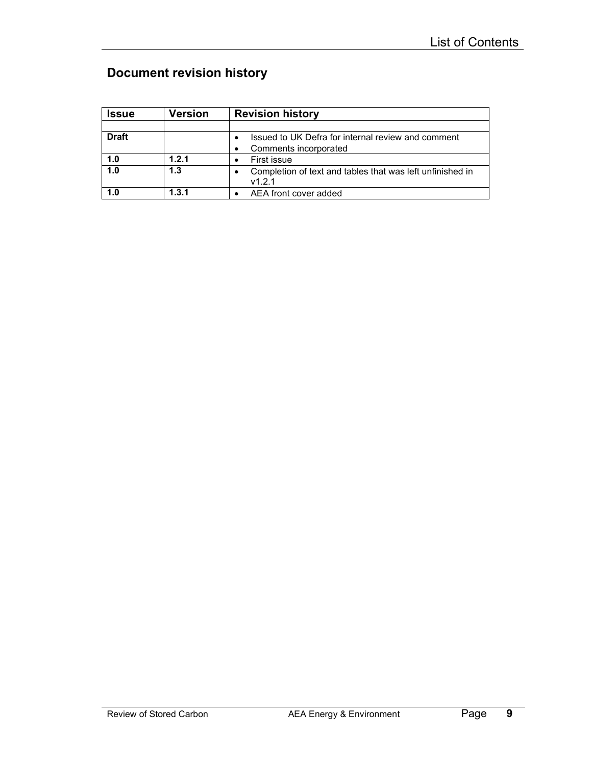## Document revision history

| Issue | Version | Revision history |
|---|---|---|
| | | |
| **Draft** | | • Issued to UK Defra for internal review and comment<br>• Comments incorporated |
| **1.0** | **1.2.1** | • First issue |
| **1.0** | **1.3** | • Completion of text and tables that was left unfinished in v1.2.1 |
| **1.0** | **1.3.1** | • AEA front cover added |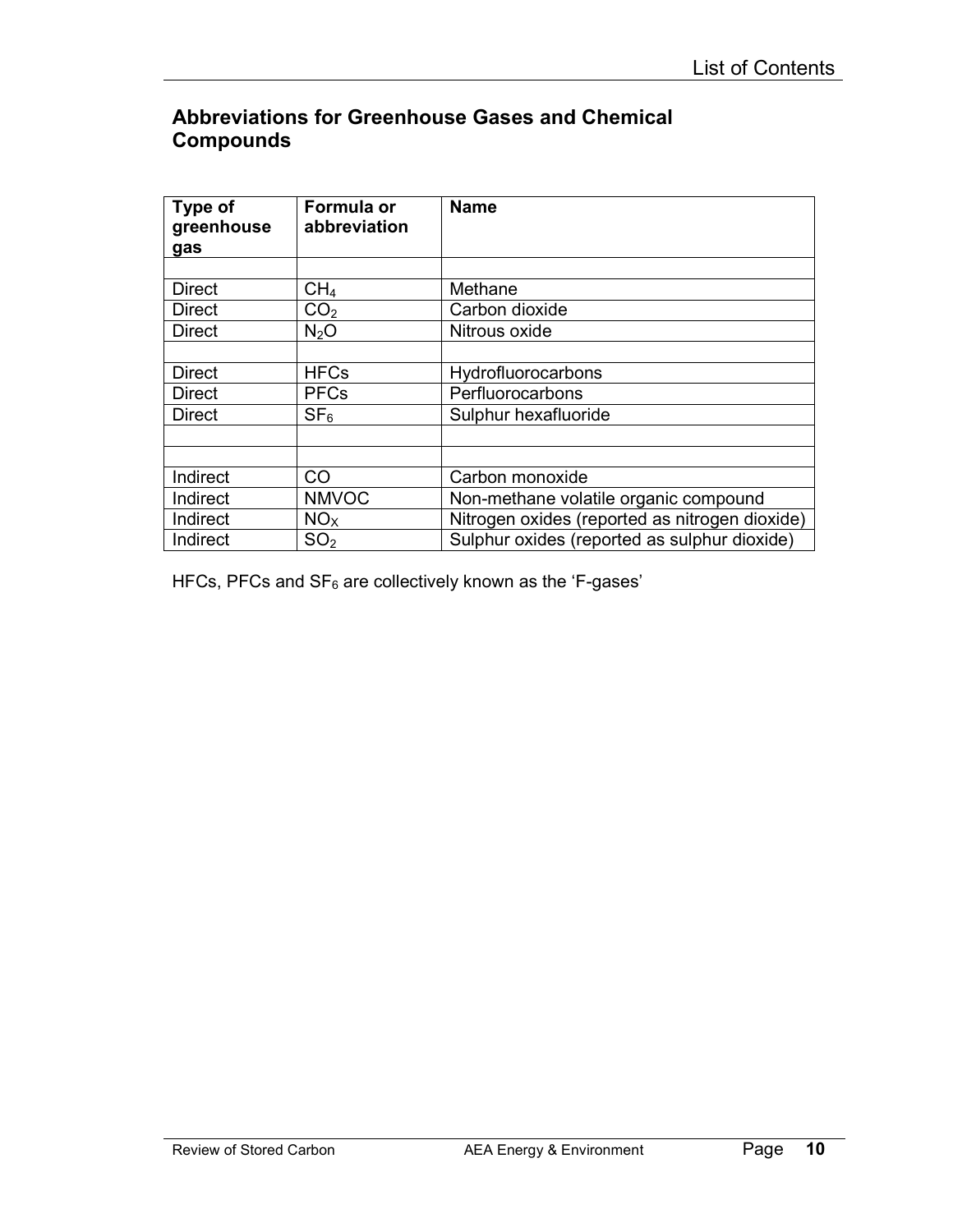## Abbreviations for Greenhouse Gases and Chemical Compounds

| Type of greenhouse gas | Formula or abbreviation | Name |
|---|---|---|
| | | |
| Direct | $CH_4$ | Methane |
| Direct | $CO_2$ | Carbon dioxide |
| Direct | $N_2O$ | Nitrous oxide |
| | | |
| Direct | HFCs | Hydrofluorocarbons |
| Direct | PFCs | Perfluorocarbons |
| Direct | $SF_6$ | Sulphur hexafluoride |
| | | |
| | | |
| Indirect | CO | Carbon monoxide |
| Indirect | NMVOC | Non-methane volatile organic compound |
| Indirect | $NO_X$ | Nitrogen oxides (reported as nitrogen dioxide) |
| Indirect | $SO_2$ | Sulphur oxides (reported as sulphur dioxide) |

HFCs, PFCs and $SF_6$ are collectively known as the 'F-gases'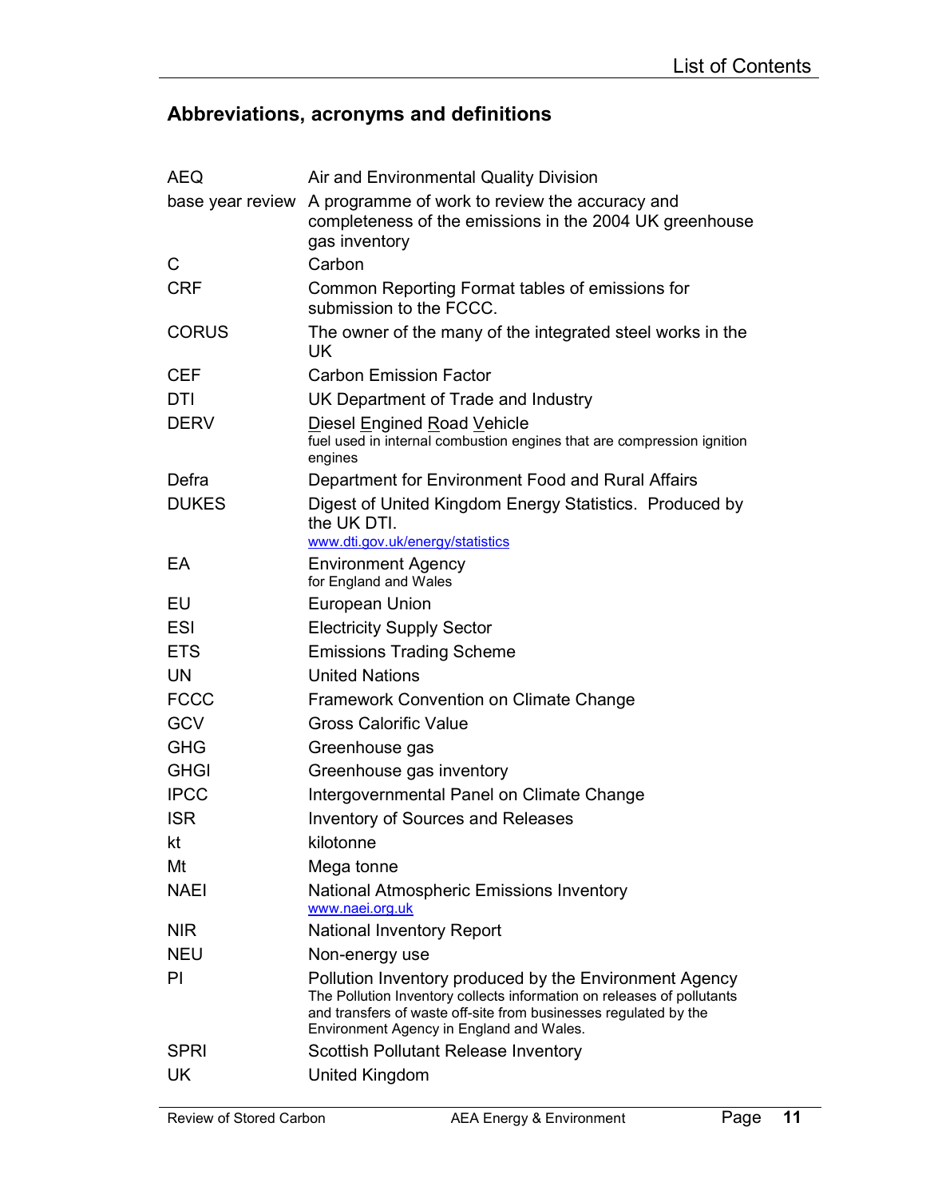## Abbreviations, acronyms and definitions

| | |
|---|---|
| AEQ | Air and Environmental Quality Division |
| base year review | A programme of work to review the accuracy and completeness of the emissions in the 2004 UK greenhouse gas inventory |
| C | Carbon |
| CRF | Common Reporting Format tables of emissions for submission to the FCCC. |
| CORUS | The owner of the many of the integrated steel works in the UK |
| CEF | Carbon Emission Factor |
| DTI | UK Department of Trade and Industry |
| DERV | <u>D</u>iesel <u>E</u>ngined <u>R</u>oad <u>V</u>ehicle<br>fuel used in internal combustion engines that are compression ignition engines |
| Defra | Department for Environment Food and Rural Affairs |
| DUKES | Digest of United Kingdom Energy Statistics. Produced by the UK DTI.<br>www.dti.gov.uk/energy/statistics |
| EA | Environment Agency<br>for England and Wales |
| EU | European Union |
| ESI | Electricity Supply Sector |
| ETS | Emissions Trading Scheme |
| UN | United Nations |
| FCCC | Framework Convention on Climate Change |
| GCV | Gross Calorific Value |
| GHG | Greenhouse gas |
| GHGI | Greenhouse gas inventory |
| IPCC | Intergovernmental Panel on Climate Change |
| ISR | Inventory of Sources and Releases |
| kt | kilotonne |
| Mt | Mega tonne |
| NAEI | National Atmospheric Emissions Inventory<br>www.naei.org.uk |
| NIR | National Inventory Report |
| NEU | Non-energy use |
| PI | Pollution Inventory produced by the Environment Agency<br>The Pollution Inventory collects information on releases of pollutants and transfers of waste off-site from businesses regulated by the Environment Agency in England and Wales. |
| SPRI | Scottish Pollutant Release Inventory |
| UK | United Kingdom |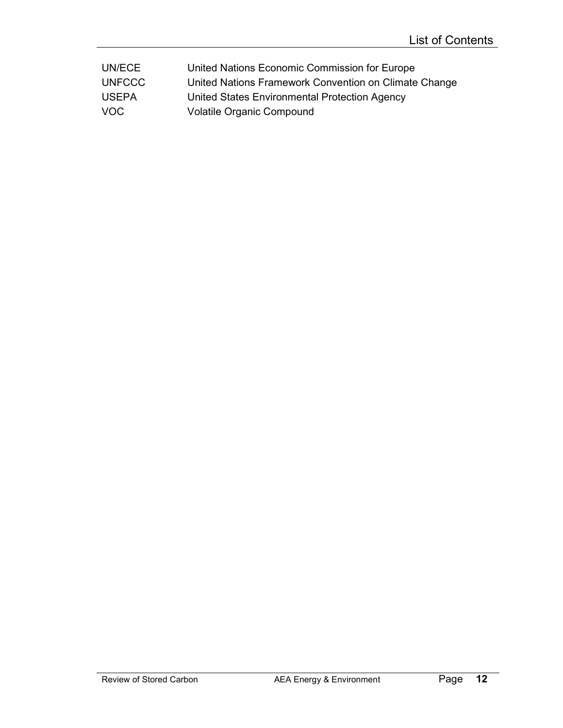| | |
|---|---|
| UN/ECE | United Nations Economic Commission for Europe |
| UNFCCC | United Nations Framework Convention on Climate Change |
| USEPA | United States Environmental Protection Agency |
| VOC | Volatile Organic Compound |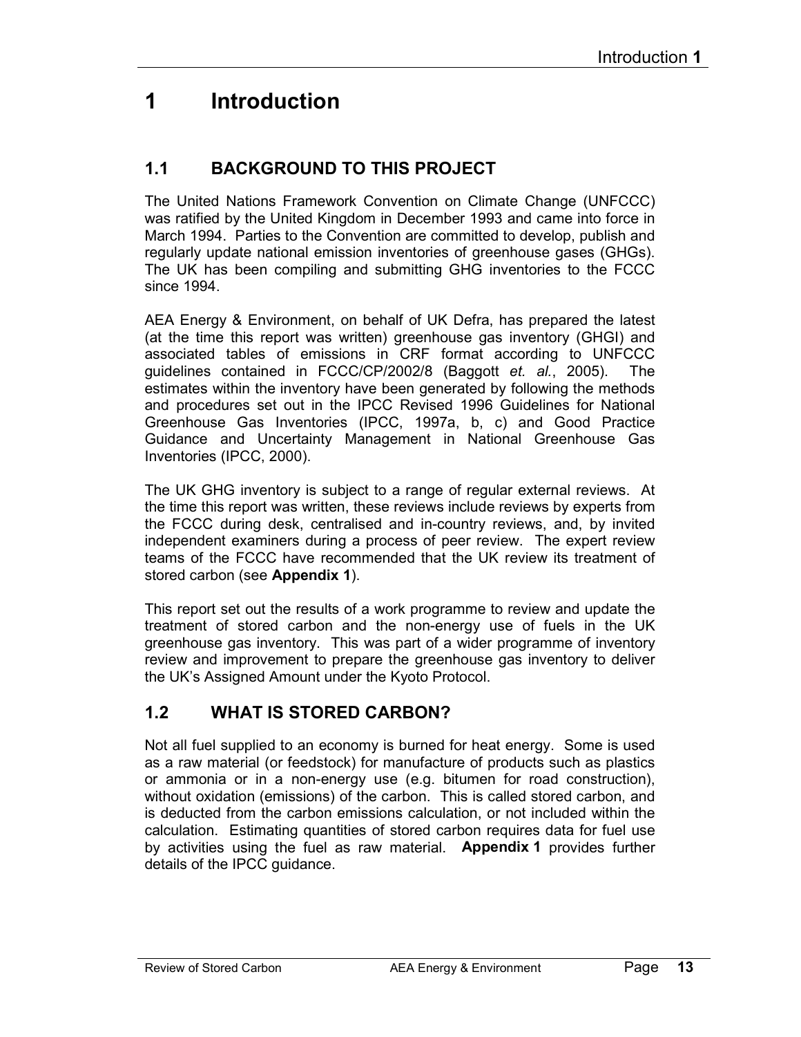# 1 Introduction

## 1.1 BACKGROUND TO THIS PROJECT

The United Nations Framework Convention on Climate Change (UNFCCC) was ratified by the United Kingdom in December 1993 and came into force in March 1994. Parties to the Convention are committed to develop, publish and regularly update national emission inventories of greenhouse gases (GHGs). The UK has been compiling and submitting GHG inventories to the FCCC since 1994.

AEA Energy & Environment, on behalf of UK Defra, has prepared the latest (at the time this report was written) greenhouse gas inventory (GHGI) and associated tables of emissions in CRF format according to UNFCCC guidelines contained in FCCC/CP/2002/8 (Baggott *et. al.*, 2005). The estimates within the inventory have been generated by following the methods and procedures set out in the IPCC Revised 1996 Guidelines for National Greenhouse Gas Inventories (IPCC, 1997a, b, c) and Good Practice Guidance and Uncertainty Management in National Greenhouse Gas Inventories (IPCC, 2000).

The UK GHG inventory is subject to a range of regular external reviews. At the time this report was written, these reviews include reviews by experts from the FCCC during desk, centralised and in-country reviews, and, by invited independent examiners during a process of peer review. The expert review teams of the FCCC have recommended that the UK review its treatment of stored carbon (see **Appendix 1**).

This report set out the results of a work programme to review and update the treatment of stored carbon and the non-energy use of fuels in the UK greenhouse gas inventory. This was part of a wider programme of inventory review and improvement to prepare the greenhouse gas inventory to deliver the UK's Assigned Amount under the Kyoto Protocol.

## 1.2 WHAT IS STORED CARBON?

Not all fuel supplied to an economy is burned for heat energy. Some is used as a raw material (or feedstock) for manufacture of products such as plastics or ammonia or in a non-energy use (e.g. bitumen for road construction), without oxidation (emissions) of the carbon. This is called stored carbon, and is deducted from the carbon emissions calculation, or not included within the calculation. Estimating quantities of stored carbon requires data for fuel use by activities using the fuel as raw material. **Appendix 1** provides further details of the IPCC guidance.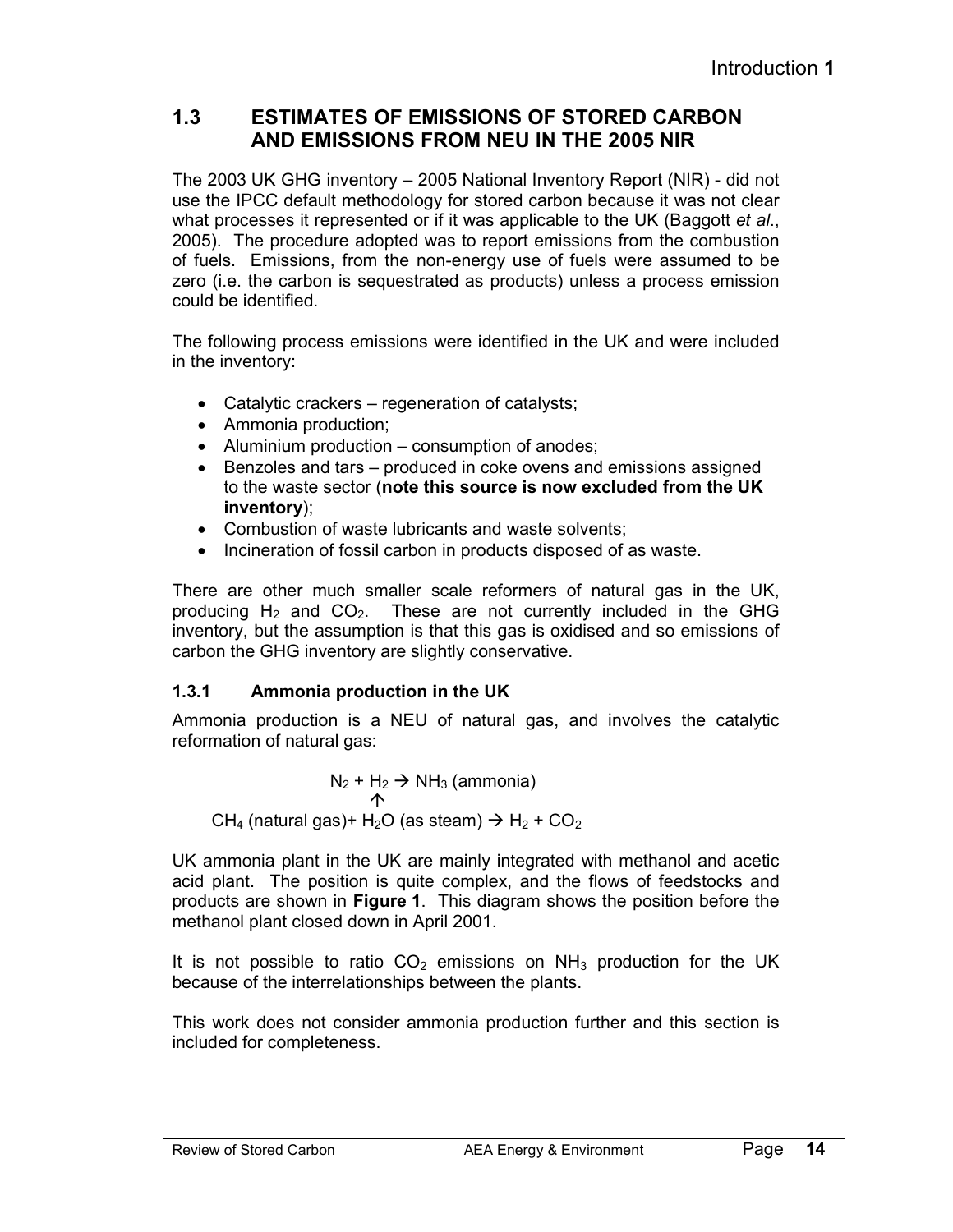## 1.3 ESTIMATES OF EMISSIONS OF STORED CARBON AND EMISSIONS FROM NEU IN THE 2005 NIR

The 2003 UK GHG inventory – 2005 National Inventory Report (NIR) - did not use the IPCC default methodology for stored carbon because it was not clear what processes it represented or if it was applicable to the UK (Baggott *et al*., 2005). The procedure adopted was to report emissions from the combustion of fuels. Emissions, from the non-energy use of fuels were assumed to be zero (i.e. the carbon is sequestrated as products) unless a process emission could be identified.

The following process emissions were identified in the UK and were included in the inventory:

- Catalytic crackers – regeneration of catalysts;
- Ammonia production;
- Aluminium production – consumption of anodes;
- Benzoles and tars – produced in coke ovens and emissions assigned to the waste sector (**note this source is now excluded from the UK inventory**);
- Combustion of waste lubricants and waste solvents;
- Incineration of fossil carbon in products disposed of as waste.

There are other much smaller scale reformers of natural gas in the UK, producing $H_2$ and $CO_2$. These are not currently included in the GHG inventory, but the assumption is that this gas is oxidised and so emissions of carbon the GHG inventory are slightly conservative.

### 1.3.1 Ammonia production in the UK

Ammonia production is a NEU of natural gas, and involves the catalytic reformation of natural gas:

$$N_2 + H_2 \rightarrow NH_3 \text{ (ammonia)}$$
$$\uparrow$$
$$CH_4 \text{ (natural gas)} + H_2O \text{ (as steam)} \rightarrow H_2 + CO_2$$

UK ammonia plant in the UK are mainly integrated with methanol and acetic acid plant. The position is quite complex, and the flows of feedstocks and products are shown in **Figure 1**. This diagram shows the position before the methanol plant closed down in April 2001.

It is not possible to ratio $CO_2$ emissions on $NH_3$ production for the UK because of the interrelationships between the plants.

This work does not consider ammonia production further and this section is included for completeness.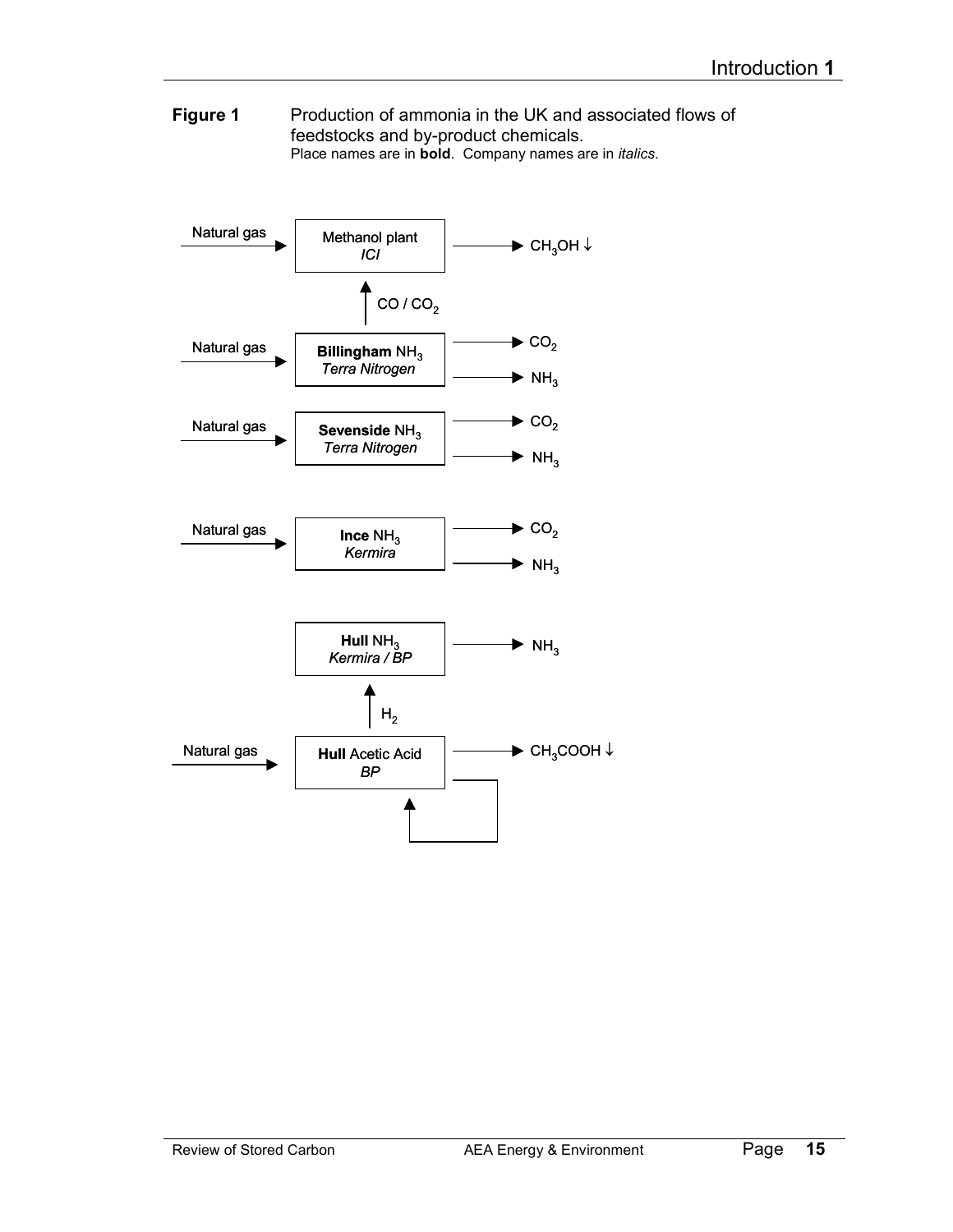**Figure 1** Production of ammonia in the UK and associated flows of feedstocks and by-product chemicals.
Place names are in **bold**. Company names are in *italics*.

Natural gas → Methanol plant *ICI* → $CH_3OH$ ↓

$CO$ / $CO_2$

Natural gas → **Billingham** $NH_3$ *Terra Nitrogen* → $CO_2$, $NH_3$

Natural gas → **Sevenside** $NH_3$ *Terra Nitrogen* → $CO_2$, $NH_3$

Natural gas → **Ince** $NH_3$ *Kermira* → $CO_2$, $NH_3$

**Hull** $NH_3$ *Kermira / BP* → $NH_3$

$H_2$

Natural gas → **Hull** Acetic Acid *BP* → $CH_3COOH$ ↓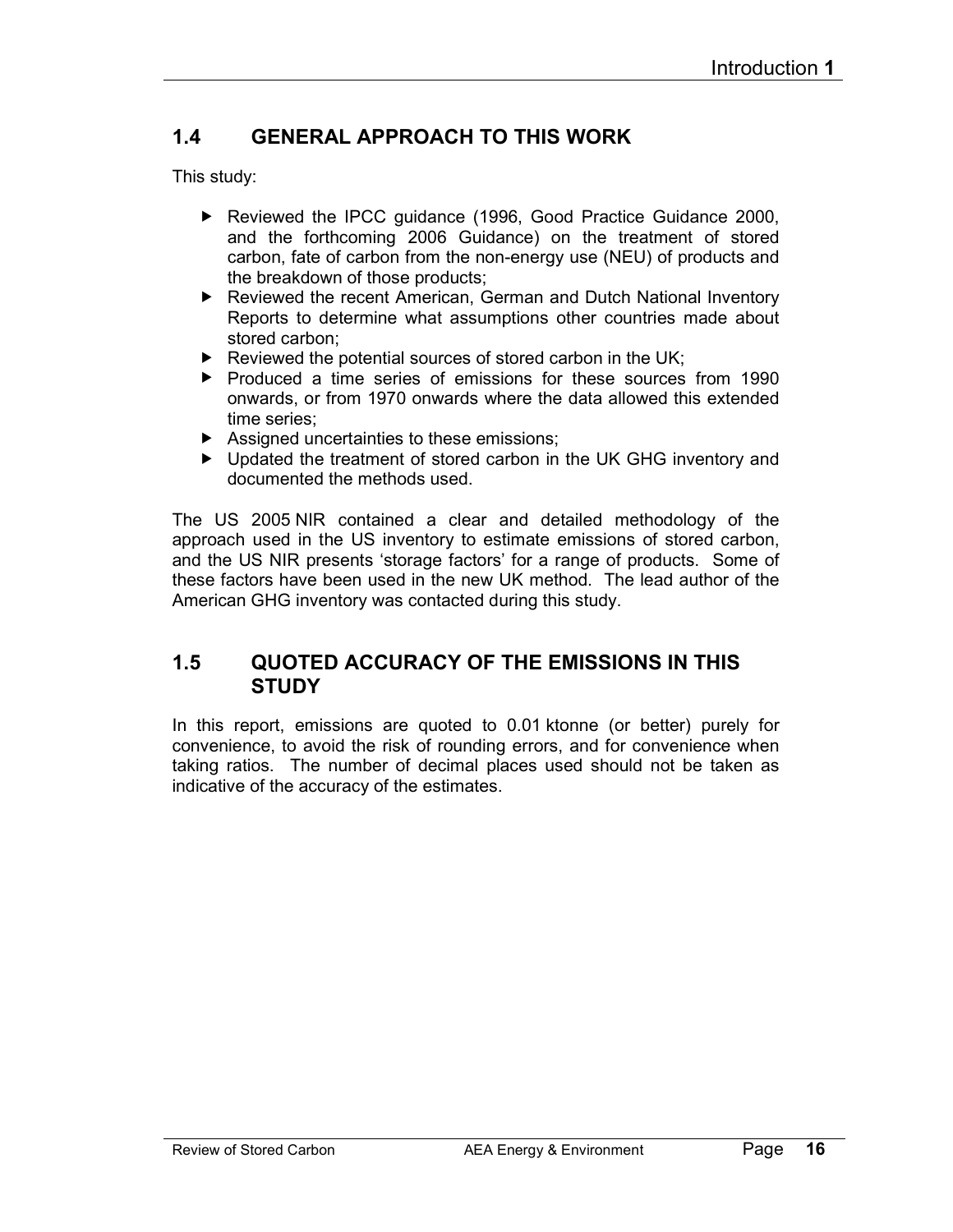## 1.4 GENERAL APPROACH TO THIS WORK

This study:

- Reviewed the IPCC guidance (1996, Good Practice Guidance 2000, and the forthcoming 2006 Guidance) on the treatment of stored carbon, fate of carbon from the non-energy use (NEU) of products and the breakdown of those products;
- Reviewed the recent American, German and Dutch National Inventory Reports to determine what assumptions other countries made about stored carbon;
- Reviewed the potential sources of stored carbon in the UK;
- Produced a time series of emissions for these sources from 1990 onwards, or from 1970 onwards where the data allowed this extended time series;
- Assigned uncertainties to these emissions;
- Updated the treatment of stored carbon in the UK GHG inventory and documented the methods used.

The US 2005 NIR contained a clear and detailed methodology of the approach used in the US inventory to estimate emissions of stored carbon, and the US NIR presents 'storage factors' for a range of products. Some of these factors have been used in the new UK method. The lead author of the American GHG inventory was contacted during this study.

## 1.5 QUOTED ACCURACY OF THE EMISSIONS IN THIS STUDY

In this report, emissions are quoted to 0.01 ktonne (or better) purely for convenience, to avoid the risk of rounding errors, and for convenience when taking ratios. The number of decimal places used should not be taken as indicative of the accuracy of the estimates.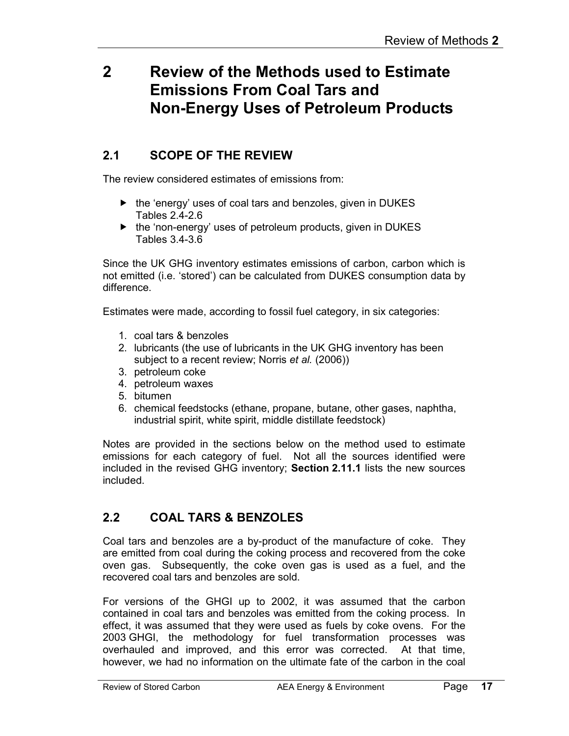# 2 Review of the Methods used to Estimate Emissions From Coal Tars and Non-Energy Uses of Petroleum Products

## 2.1 SCOPE OF THE REVIEW

The review considered estimates of emissions from:

- the 'energy' uses of coal tars and benzoles, given in DUKES Tables 2.4-2.6
- the 'non-energy' uses of petroleum products, given in DUKES Tables 3.4-3.6

Since the UK GHG inventory estimates emissions of carbon, carbon which is not emitted (i.e. 'stored') can be calculated from DUKES consumption data by difference.

Estimates were made, according to fossil fuel category, in six categories:

1. coal tars & benzoles
2. lubricants (the use of lubricants in the UK GHG inventory has been subject to a recent review; Norris *et al.* (2006))
3. petroleum coke
4. petroleum waxes
5. bitumen
6. chemical feedstocks (ethane, propane, butane, other gases, naphtha, industrial spirit, white spirit, middle distillate feedstock)

Notes are provided in the sections below on the method used to estimate emissions for each category of fuel. Not all the sources identified were included in the revised GHG inventory; **Section 2.11.1** lists the new sources included.

## 2.2 COAL TARS & BENZOLES

Coal tars and benzoles are a by-product of the manufacture of coke. They are emitted from coal during the coking process and recovered from the coke oven gas. Subsequently, the coke oven gas is used as a fuel, and the recovered coal tars and benzoles are sold.

For versions of the GHGI up to 2002, it was assumed that the carbon contained in coal tars and benzoles was emitted from the coking process. In effect, it was assumed that they were used as fuels by coke ovens. For the 2003 GHGI, the methodology for fuel transformation processes was overhauled and improved, and this error was corrected. At that time, however, we had no information on the ultimate fate of the carbon in the coal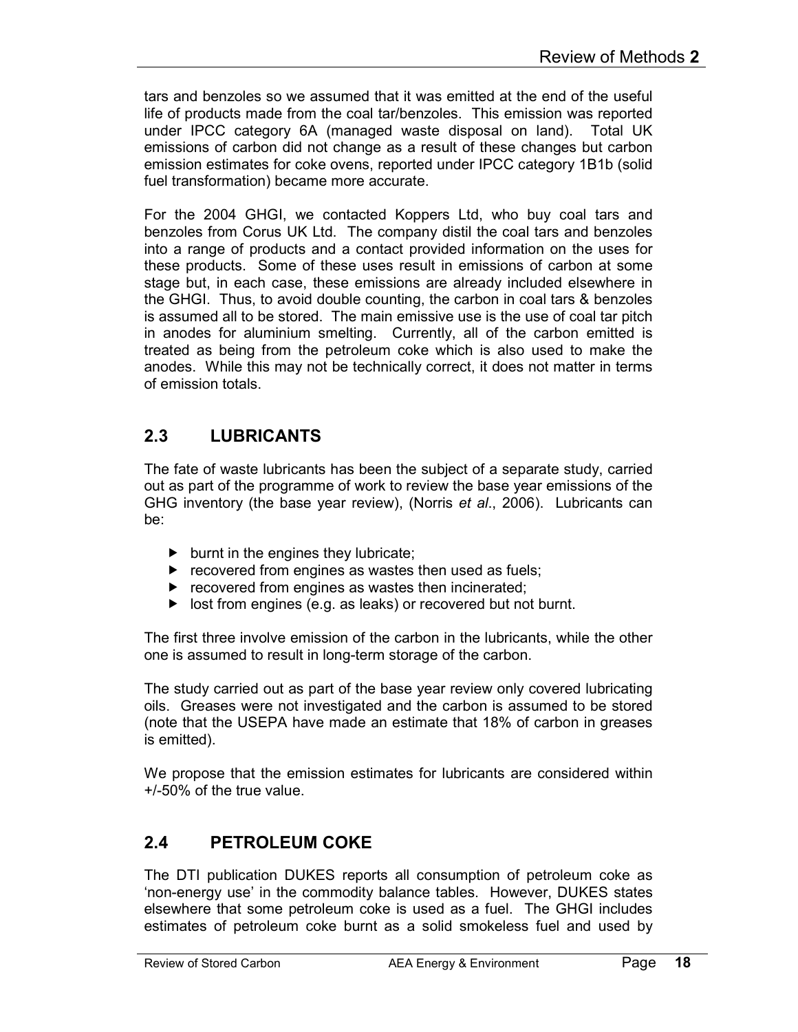tars and benzoles so we assumed that it was emitted at the end of the useful life of products made from the coal tar/benzoles. This emission was reported under IPCC category 6A (managed waste disposal on land). Total UK emissions of carbon did not change as a result of these changes but carbon emission estimates for coke ovens, reported under IPCC category 1B1b (solid fuel transformation) became more accurate.

For the 2004 GHGI, we contacted Koppers Ltd, who buy coal tars and benzoles from Corus UK Ltd. The company distil the coal tars and benzoles into a range of products and a contact provided information on the uses for these products. Some of these uses result in emissions of carbon at some stage but, in each case, these emissions are already included elsewhere in the GHGI. Thus, to avoid double counting, the carbon in coal tars & benzoles is assumed all to be stored. The main emissive use is the use of coal tar pitch in anodes for aluminium smelting. Currently, all of the carbon emitted is treated as being from the petroleum coke which is also used to make the anodes. While this may not be technically correct, it does not matter in terms of emission totals.

## 2.3 LUBRICANTS

The fate of waste lubricants has been the subject of a separate study, carried out as part of the programme of work to review the base year emissions of the GHG inventory (the base year review), (Norris *et al*., 2006). Lubricants can be:

- burnt in the engines they lubricate;
- recovered from engines as wastes then used as fuels;
- recovered from engines as wastes then incinerated;
- lost from engines (e.g. as leaks) or recovered but not burnt.

The first three involve emission of the carbon in the lubricants, while the other one is assumed to result in long-term storage of the carbon.

The study carried out as part of the base year review only covered lubricating oils. Greases were not investigated and the carbon is assumed to be stored (note that the USEPA have made an estimate that 18% of carbon in greases is emitted).

We propose that the emission estimates for lubricants are considered within +/-50% of the true value.

## 2.4 PETROLEUM COKE

The DTI publication DUKES reports all consumption of petroleum coke as 'non-energy use' in the commodity balance tables. However, DUKES states elsewhere that some petroleum coke is used as a fuel. The GHGI includes estimates of petroleum coke burnt as a solid smokeless fuel and used by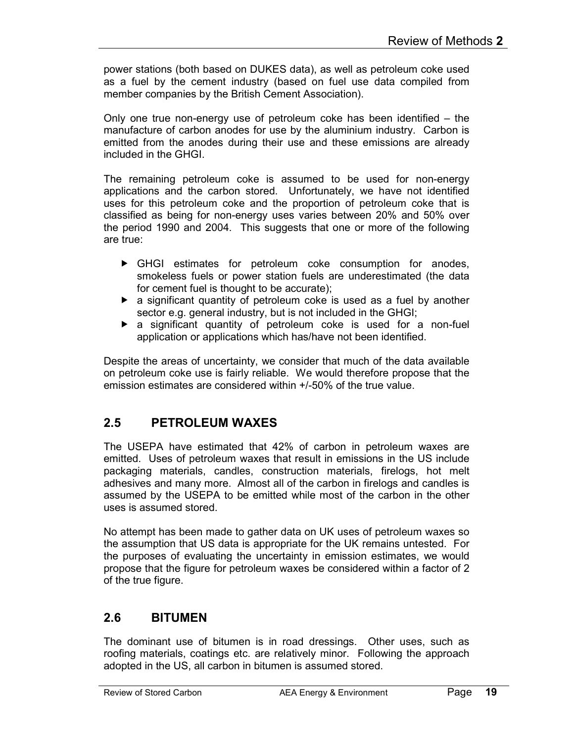power stations (both based on DUKES data), as well as petroleum coke used as a fuel by the cement industry (based on fuel use data compiled from member companies by the British Cement Association).

Only one true non-energy use of petroleum coke has been identified – the manufacture of carbon anodes for use by the aluminium industry. Carbon is emitted from the anodes during their use and these emissions are already included in the GHGI.

The remaining petroleum coke is assumed to be used for non-energy applications and the carbon stored. Unfortunately, we have not identified uses for this petroleum coke and the proportion of petroleum coke that is classified as being for non-energy uses varies between 20% and 50% over the period 1990 and 2004. This suggests that one or more of the following are true:

- GHGI estimates for petroleum coke consumption for anodes, smokeless fuels or power station fuels are underestimated (the data for cement fuel is thought to be accurate);
- a significant quantity of petroleum coke is used as a fuel by another sector e.g. general industry, but is not included in the GHGI;
- a significant quantity of petroleum coke is used for a non-fuel application or applications which has/have not been identified.

Despite the areas of uncertainty, we consider that much of the data available on petroleum coke use is fairly reliable. We would therefore propose that the emission estimates are considered within +/-50% of the true value.

## 2.5 PETROLEUM WAXES

The USEPA have estimated that 42% of carbon in petroleum waxes are emitted. Uses of petroleum waxes that result in emissions in the US include packaging materials, candles, construction materials, firelogs, hot melt adhesives and many more. Almost all of the carbon in firelogs and candles is assumed by the USEPA to be emitted while most of the carbon in the other uses is assumed stored.

No attempt has been made to gather data on UK uses of petroleum waxes so the assumption that US data is appropriate for the UK remains untested. For the purposes of evaluating the uncertainty in emission estimates, we would propose that the figure for petroleum waxes be considered within a factor of 2 of the true figure.

## 2.6 BITUMEN

The dominant use of bitumen is in road dressings. Other uses, such as roofing materials, coatings etc. are relatively minor. Following the approach adopted in the US, all carbon in bitumen is assumed stored.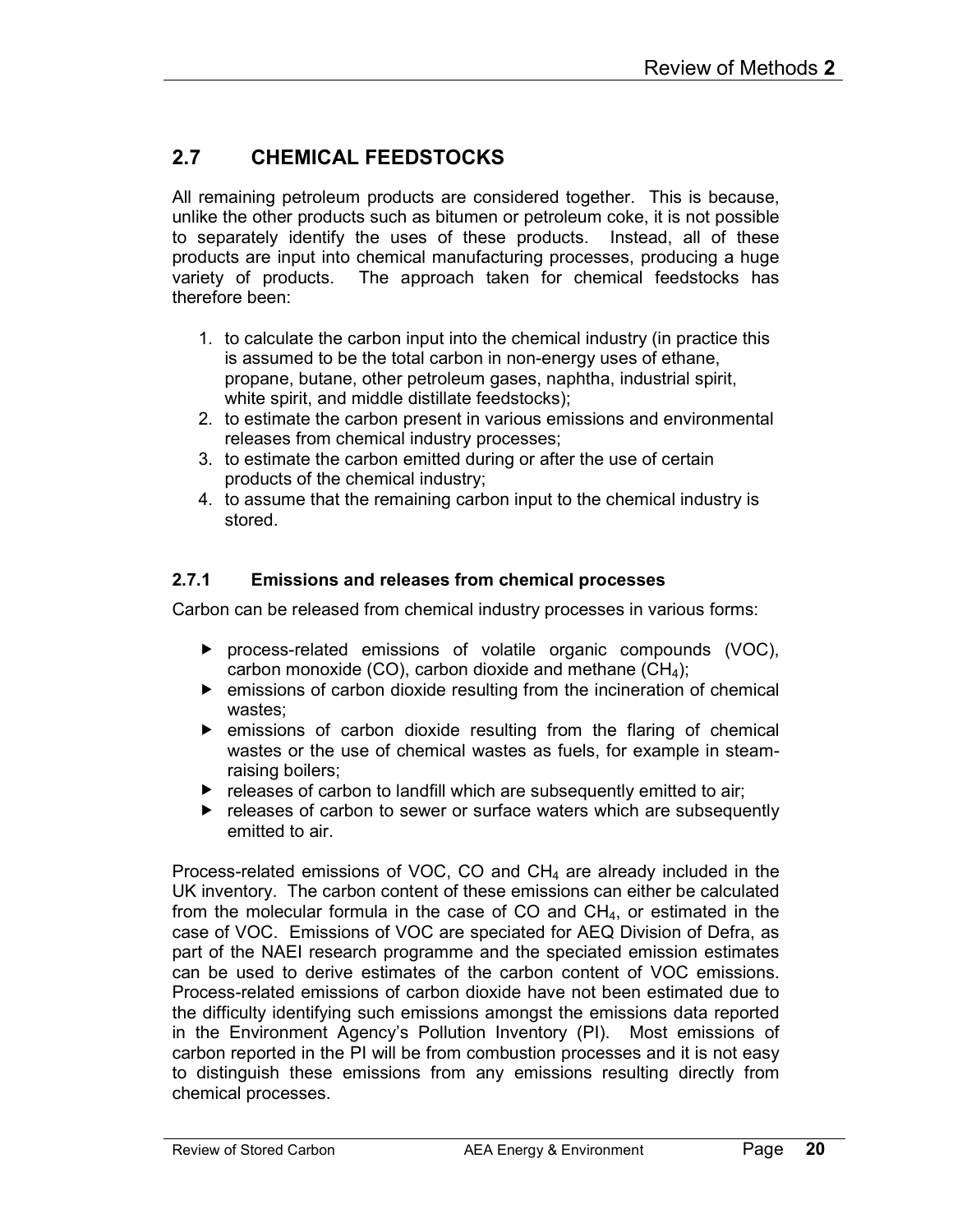## 2.7 CHEMICAL FEEDSTOCKS

All remaining petroleum products are considered together. This is because, unlike the other products such as bitumen or petroleum coke, it is not possible to separately identify the uses of these products. Instead, all of these products are input into chemical manufacturing processes, producing a huge variety of products. The approach taken for chemical feedstocks has therefore been:

1. to calculate the carbon input into the chemical industry (in practice this is assumed to be the total carbon in non-energy uses of ethane, propane, butane, other petroleum gases, naphtha, industrial spirit, white spirit, and middle distillate feedstocks);
2. to estimate the carbon present in various emissions and environmental releases from chemical industry processes;
3. to estimate the carbon emitted during or after the use of certain products of the chemical industry;
4. to assume that the remaining carbon input to the chemical industry is stored.

### 2.7.1 Emissions and releases from chemical processes

Carbon can be released from chemical industry processes in various forms:

- process-related emissions of volatile organic compounds (VOC), carbon monoxide (CO), carbon dioxide and methane ($CH_4$);
- emissions of carbon dioxide resulting from the incineration of chemical wastes;
- emissions of carbon dioxide resulting from the flaring of chemical wastes or the use of chemical wastes as fuels, for example in steam-raising boilers;
- releases of carbon to landfill which are subsequently emitted to air;
- releases of carbon to sewer or surface waters which are subsequently emitted to air.

Process-related emissions of VOC, CO and $CH_4$ are already included in the UK inventory. The carbon content of these emissions can either be calculated from the molecular formula in the case of CO and $CH_4$, or estimated in the case of VOC. Emissions of VOC are speciated for AEQ Division of Defra, as part of the NAEI research programme and the speciated emission estimates can be used to derive estimates of the carbon content of VOC emissions. Process-related emissions of carbon dioxide have not been estimated due to the difficulty identifying such emissions amongst the emissions data reported in the Environment Agency's Pollution Inventory (PI). Most emissions of carbon reported in the PI will be from combustion processes and it is not easy to distinguish these emissions from any emissions resulting directly from chemical processes.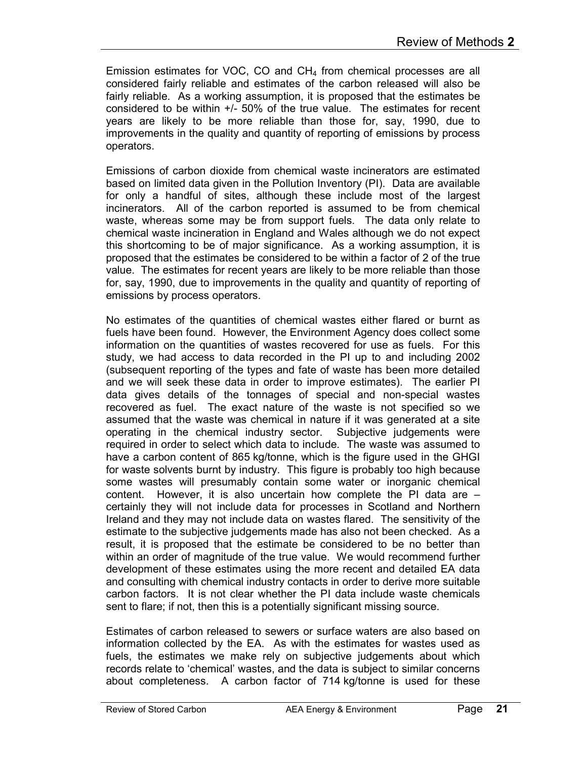Emission estimates for VOC, CO and $CH_4$ from chemical processes are all considered fairly reliable and estimates of the carbon released will also be fairly reliable. As a working assumption, it is proposed that the estimates be considered to be within +/- 50% of the true value. The estimates for recent years are likely to be more reliable than those for, say, 1990, due to improvements in the quality and quantity of reporting of emissions by process operators.

Emissions of carbon dioxide from chemical waste incinerators are estimated based on limited data given in the Pollution Inventory (PI). Data are available for only a handful of sites, although these include most of the largest incinerators. All of the carbon reported is assumed to be from chemical waste, whereas some may be from support fuels. The data only relate to chemical waste incineration in England and Wales although we do not expect this shortcoming to be of major significance. As a working assumption, it is proposed that the estimates be considered to be within a factor of 2 of the true value. The estimates for recent years are likely to be more reliable than those for, say, 1990, due to improvements in the quality and quantity of reporting of emissions by process operators.

No estimates of the quantities of chemical wastes either flared or burnt as fuels have been found. However, the Environment Agency does collect some information on the quantities of wastes recovered for use as fuels. For this study, we had access to data recorded in the PI up to and including 2002 (subsequent reporting of the types and fate of waste has been more detailed and we will seek these data in order to improve estimates). The earlier PI data gives details of the tonnages of special and non-special wastes recovered as fuel. The exact nature of the waste is not specified so we assumed that the waste was chemical in nature if it was generated at a site operating in the chemical industry sector. Subjective judgements were required in order to select which data to include. The waste was assumed to have a carbon content of 865 kg/tonne, which is the figure used in the GHGI for waste solvents burnt by industry. This figure is probably too high because some wastes will presumably contain some water or inorganic chemical content. However, it is also uncertain how complete the PI data are – certainly they will not include data for processes in Scotland and Northern Ireland and they may not include data on wastes flared. The sensitivity of the estimate to the subjective judgements made has also not been checked. As a result, it is proposed that the estimate be considered to be no better than within an order of magnitude of the true value. We would recommend further development of these estimates using the more recent and detailed EA data and consulting with chemical industry contacts in order to derive more suitable carbon factors. It is not clear whether the PI data include waste chemicals sent to flare; if not, then this is a potentially significant missing source.

Estimates of carbon released to sewers or surface waters are also based on information collected by the EA. As with the estimates for wastes used as fuels, the estimates we make rely on subjective judgements about which records relate to 'chemical' wastes, and the data is subject to similar concerns about completeness. A carbon factor of 714 kg/tonne is used for these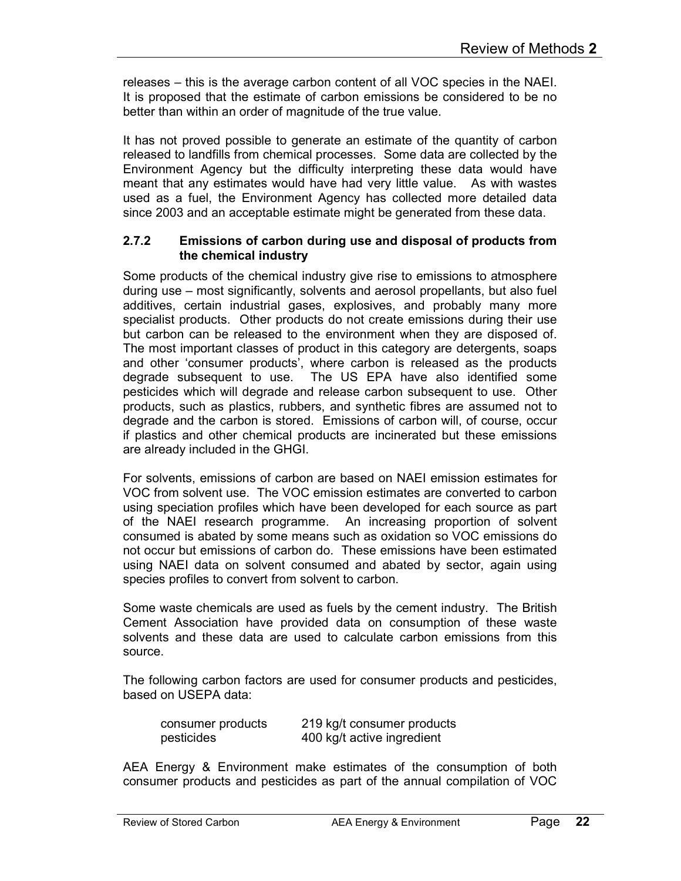releases – this is the average carbon content of all VOC species in the NAEI. It is proposed that the estimate of carbon emissions be considered to be no better than within an order of magnitude of the true value.

It has not proved possible to generate an estimate of the quantity of carbon released to landfills from chemical processes. Some data are collected by the Environment Agency but the difficulty interpreting these data would have meant that any estimates would have had very little value. As with wastes used as a fuel, the Environment Agency has collected more detailed data since 2003 and an acceptable estimate might be generated from these data.

### 2.7.2 Emissions of carbon during use and disposal of products from the chemical industry

Some products of the chemical industry give rise to emissions to atmosphere during use – most significantly, solvents and aerosol propellants, but also fuel additives, certain industrial gases, explosives, and probably many more specialist products. Other products do not create emissions during their use but carbon can be released to the environment when they are disposed of. The most important classes of product in this category are detergents, soaps and other 'consumer products', where carbon is released as the products degrade subsequent to use. The US EPA have also identified some pesticides which will degrade and release carbon subsequent to use. Other products, such as plastics, rubbers, and synthetic fibres are assumed not to degrade and the carbon is stored. Emissions of carbon will, of course, occur if plastics and other chemical products are incinerated but these emissions are already included in the GHGI.

For solvents, emissions of carbon are based on NAEI emission estimates for VOC from solvent use. The VOC emission estimates are converted to carbon using speciation profiles which have been developed for each source as part of the NAEI research programme. An increasing proportion of solvent consumed is abated by some means such as oxidation so VOC emissions do not occur but emissions of carbon do. These emissions have been estimated using NAEI data on solvent consumed and abated by sector, again using species profiles to convert from solvent to carbon.

Some waste chemicals are used as fuels by the cement industry. The British Cement Association have provided data on consumption of these waste solvents and these data are used to calculate carbon emissions from this source.

The following carbon factors are used for consumer products and pesticides, based on USEPA data:

| | |
|---|---|
| consumer products | 219 kg/t consumer products |
| pesticides | 400 kg/t active ingredient |

AEA Energy & Environment make estimates of the consumption of both consumer products and pesticides as part of the annual compilation of VOC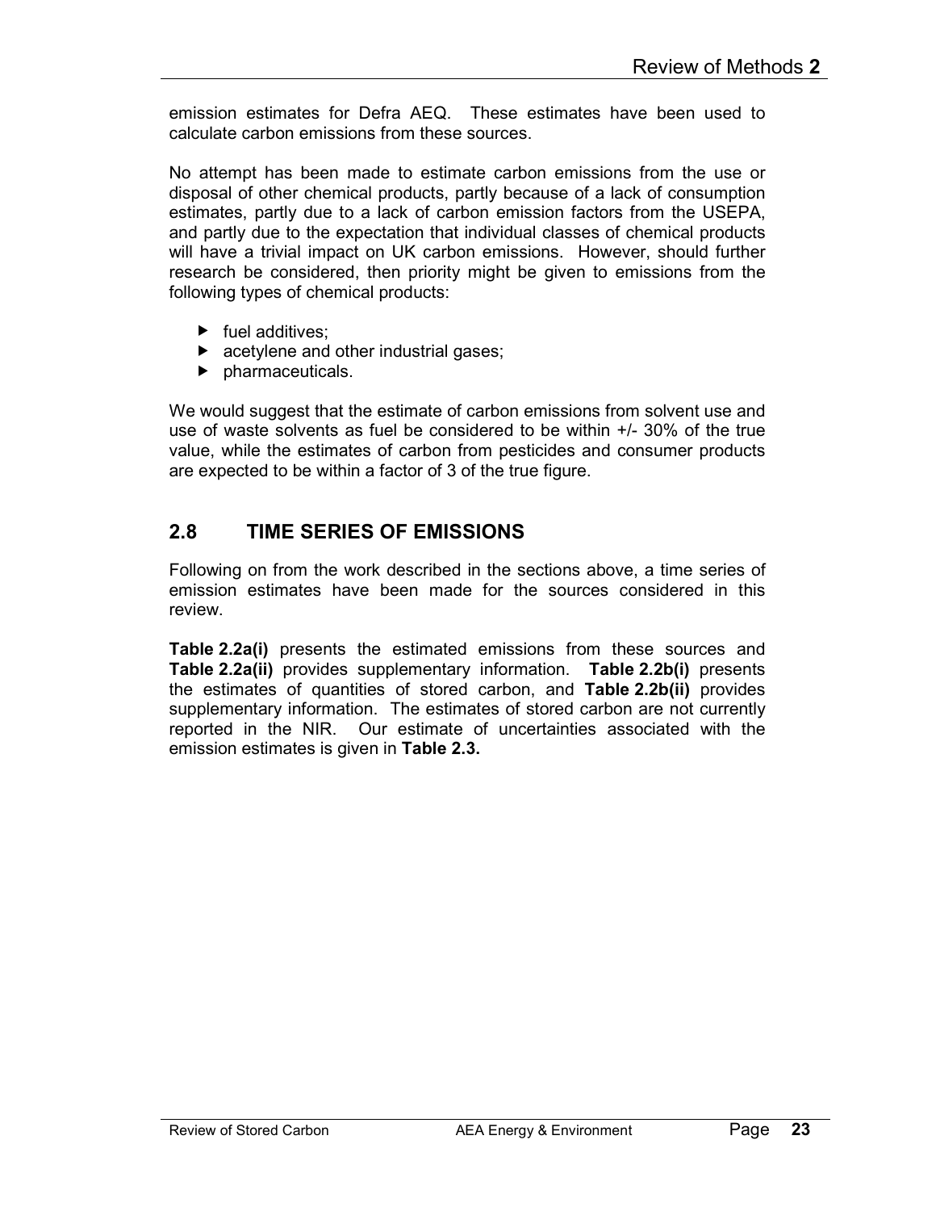emission estimates for Defra AEQ. These estimates have been used to calculate carbon emissions from these sources.

No attempt has been made to estimate carbon emissions from the use or disposal of other chemical products, partly because of a lack of consumption estimates, partly due to a lack of carbon emission factors from the USEPA, and partly due to the expectation that individual classes of chemical products will have a trivial impact on UK carbon emissions. However, should further research be considered, then priority might be given to emissions from the following types of chemical products:

- fuel additives;
- acetylene and other industrial gases;
- pharmaceuticals.

We would suggest that the estimate of carbon emissions from solvent use and use of waste solvents as fuel be considered to be within +/- 30% of the true value, while the estimates of carbon from pesticides and consumer products are expected to be within a factor of 3 of the true figure.

## 2.8 TIME SERIES OF EMISSIONS

Following on from the work described in the sections above, a time series of emission estimates have been made for the sources considered in this review.

**Table 2.2a(i)** presents the estimated emissions from these sources and **Table 2.2a(ii)** provides supplementary information. **Table 2.2b(i)** presents the estimates of quantities of stored carbon, and **Table 2.2b(ii)** provides supplementary information. The estimates of stored carbon are not currently reported in the NIR. Our estimate of uncertainties associated with the emission estimates is given in **Table 2.3.**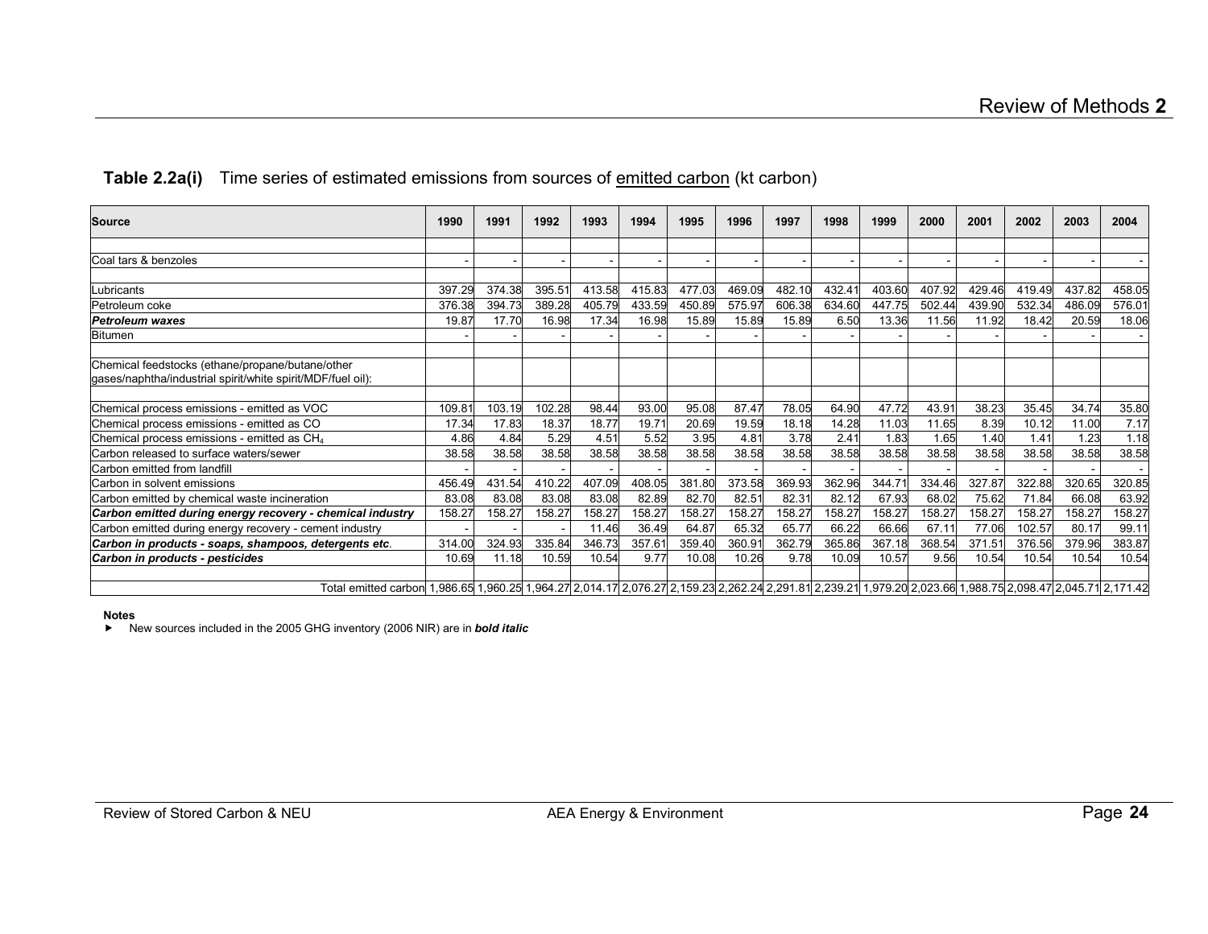**Table 2.2a(i)** Time series of estimated emissions from sources of emitted carbon (kt carbon)

| Source | 1990 | 1991 | 1992 | 1993 | 1994 | 1995 | 1996 | 1997 | 1998 | 1999 | 2000 | 2001 | 2002 | 2003 | 2004 |
|---|---|---|---|---|---|---|---|---|---|---|---|---|---|---|---|
| | | | | | | | | | | | | | | | |
| Coal tars & benzoles | - | - | - | - | - | - | - | - | - | - | - | - | - | - | - |
| | | | | | | | | | | | | | | | |
| Lubricants | 397.29 | 374.38 | 395.51 | 413.58 | 415.83 | 477.03 | 469.09 | 482.10 | 432.41 | 403.60 | 407.92 | 429.46 | 419.49 | 437.82 | 458.05 |
| Petroleum coke | 376.38 | 394.73 | 389.28 | 405.79 | 433.59 | 450.89 | 575.97 | 606.38 | 634.60 | 447.75 | 502.44 | 439.90 | 532.34 | 486.09 | 576.01 |
| ***Petroleum waxes*** | 19.87 | 17.70 | 16.98 | 17.34 | 16.98 | 15.89 | 15.89 | 15.89 | 6.50 | 13.36 | 11.56 | 11.92 | 18.42 | 20.59 | 18.06 |
| Bitumen | - | - | - | - | - | - | - | - | - | - | - | - | - | - | - |
| | | | | | | | | | | | | | | | |
| Chemical feedstocks (ethane/propane/butane/other gases/naphtha/industrial spirit/white spirit/MDF/fuel oil): | | | | | | | | | | | | | | | |
| | | | | | | | | | | | | | | | |
| Chemical process emissions - emitted as VOC | 109.81 | 103.19 | 102.28 | 98.44 | 93.00 | 95.08 | 87.47 | 78.05 | 64.90 | 47.72 | 43.91 | 38.23 | 35.45 | 34.74 | 35.80 |
| Chemical process emissions - emitted as CO | 17.34 | 17.83 | 18.37 | 18.77 | 19.71 | 20.69 | 19.59 | 18.18 | 14.28 | 11.03 | 11.65 | 8.39 | 10.12 | 11.00 | 7.17 |
| Chemical process emissions - emitted as $CH_4$ | 4.86 | 4.84 | 5.29 | 4.51 | 5.52 | 3.95 | 4.81 | 3.78 | 2.41 | 1.83 | 1.65 | 1.40 | 1.41 | 1.23 | 1.18 |
| Carbon released to surface waters/sewer | 38.58 | 38.58 | 38.58 | 38.58 | 38.58 | 38.58 | 38.58 | 38.58 | 38.58 | 38.58 | 38.58 | 38.58 | 38.58 | 38.58 | 38.58 |
| Carbon emitted from landfill | - | - | - | - | - | - | - | - | - | - | - | - | - | - | - |
| Carbon in solvent emissions | 456.49 | 431.54 | 410.22 | 407.09 | 408.05 | 381.80 | 373.58 | 369.93 | 362.96 | 344.71 | 334.46 | 327.87 | 322.88 | 320.65 | 320.85 |
| Carbon emitted by chemical waste incineration | 83.08 | 83.08 | 83.08 | 83.08 | 82.89 | 82.70 | 82.51 | 82.31 | 82.12 | 67.93 | 68.02 | 75.62 | 71.84 | 66.08 | 63.92 |
| ***Carbon emitted during energy recovery - chemical industry*** | 158.27 | 158.27 | 158.27 | 158.27 | 158.27 | 158.27 | 158.27 | 158.27 | 158.27 | 158.27 | 158.27 | 158.27 | 158.27 | 158.27 | 158.27 |
| Carbon emitted during energy recovery - cement industry | - | - | - | 11.46 | 36.49 | 64.87 | 65.32 | 65.77 | 66.22 | 66.66 | 67.11 | 77.06 | 102.57 | 80.17 | 99.11 |
| ***Carbon in products - soaps, shampoos, detergents etc.*** | 314.00 | 324.93 | 335.84 | 346.73 | 357.61 | 359.40 | 360.91 | 362.79 | 365.86 | 367.18 | 368.54 | 371.51 | 376.56 | 379.96 | 383.87 |
| ***Carbon in products - pesticides*** | 10.69 | 11.18 | 10.59 | 10.54 | 9.77 | 10.08 | 10.26 | 9.78 | 10.09 | 10.57 | 9.56 | 10.54 | 10.54 | 10.54 | 10.54 |
| | | | | | | | | | | | | | | | |
| Total emitted carbon | 1,986.65 | 1,960.25 | 1,964.27 | 2,014.17 | 2,076.27 | 2,159.23 | 2,262.24 | 2,291.81 | 2,239.21 | 1,979.20 | 2,023.66 | 1,988.75 | 2,098.47 | 2,045.71 | 2,171.42 |

**Notes**

- New sources included in the 2005 GHG inventory (2006 NIR) are in ***bold italic***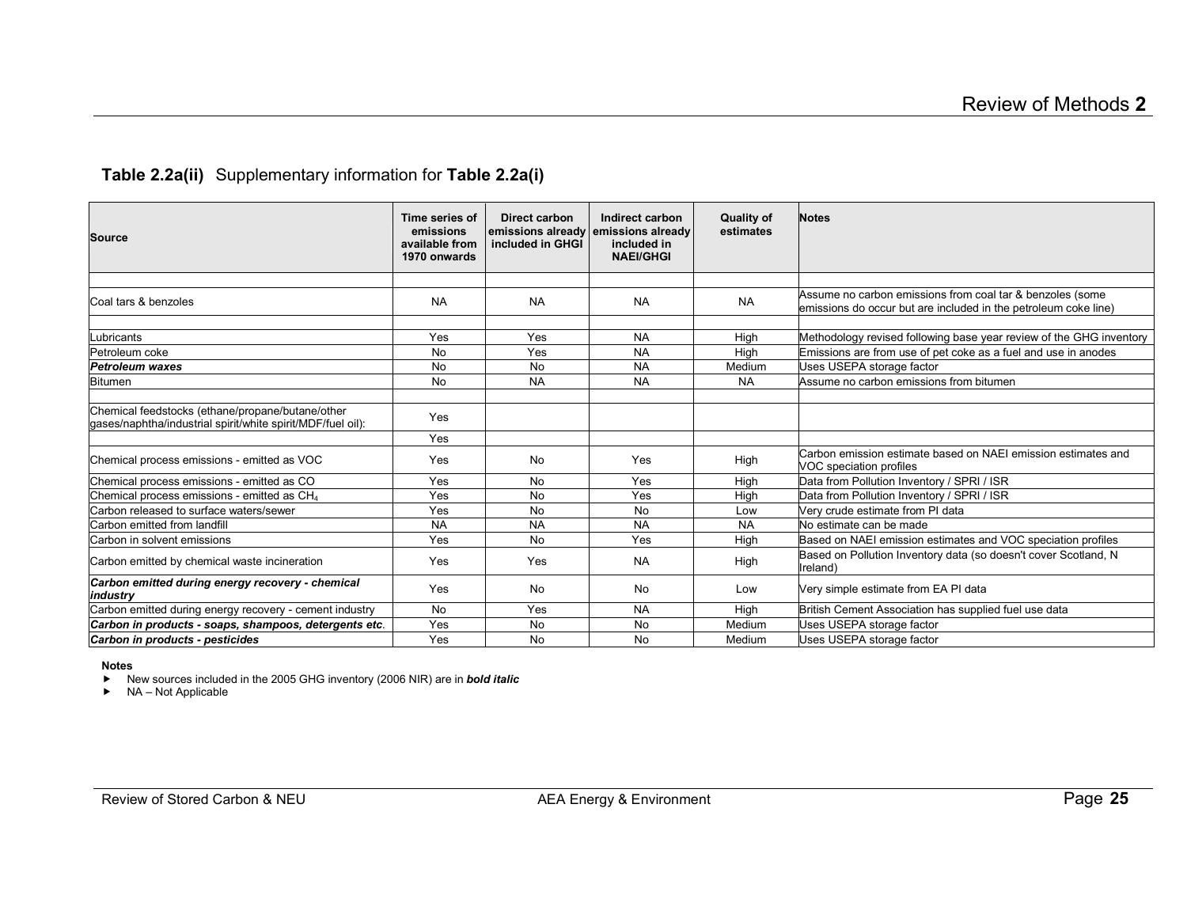**Table 2.2a(ii)** Supplementary information for **Table 2.2a(i)**

| Source | Time series of emissions available from 1970 onwards | Direct carbon emissions already included in GHGI | Indirect carbon emissions already included in NAEI/GHGI | Quality of estimates | Notes |
|---|---|---|---|---|---|
| | | | | | |
| Coal tars & benzoles | NA | NA | NA | NA | Assume no carbon emissions from coal tar & benzoles (some emissions do occur but are included in the petroleum coke line) |
| | | | | | |
| Lubricants | Yes | Yes | NA | High | Methodology revised following base year review of the GHG inventory |
| Petroleum coke | No | Yes | NA | High | Emissions are from use of pet coke as a fuel and use in anodes |
| ***Petroleum waxes*** | No | No | NA | Medium | Uses USEPA storage factor |
| Bitumen | No | NA | NA | NA | Assume no carbon emissions from bitumen |
| | | | | | |
| Chemical feedstocks (ethane/propane/butane/other gases/naphtha/industrial spirit/white spirit/MDF/fuel oil): | Yes | | | | |
| | Yes | | | | |
| Chemical process emissions - emitted as VOC | Yes | No | Yes | High | Carbon emission estimate based on NAEI emission estimates and VOC speciation profiles |
| Chemical process emissions - emitted as CO | Yes | No | Yes | High | Data from Pollution Inventory / SPRI / ISR |
| Chemical process emissions - emitted as $CH_4$ | Yes | No | Yes | High | Data from Pollution Inventory / SPRI / ISR |
| Carbon released to surface waters/sewer | Yes | No | No | Low | Very crude estimate from PI data |
| Carbon emitted from landfill | NA | NA | NA | NA | No estimate can be made |
| Carbon in solvent emissions | Yes | No | Yes | High | Based on NAEI emission estimates and VOC speciation profiles |
| Carbon emitted by chemical waste incineration | Yes | Yes | NA | High | Based on Pollution Inventory data (so doesn't cover Scotland, N Ireland) |
| ***Carbon emitted during energy recovery - chemical industry*** | Yes | No | No | Low | Very simple estimate from EA PI data |
| Carbon emitted during energy recovery - cement industry | No | Yes | NA | High | British Cement Association has supplied fuel use data |
| ***Carbon in products - soaps, shampoos, detergents etc.*** | Yes | No | No | Medium | Uses USEPA storage factor |
| ***Carbon in products - pesticides*** | Yes | No | No | Medium | Uses USEPA storage factor |

**Notes**

- New sources included in the 2005 GHG inventory (2006 NIR) are in ***bold italic***
- NA – Not Applicable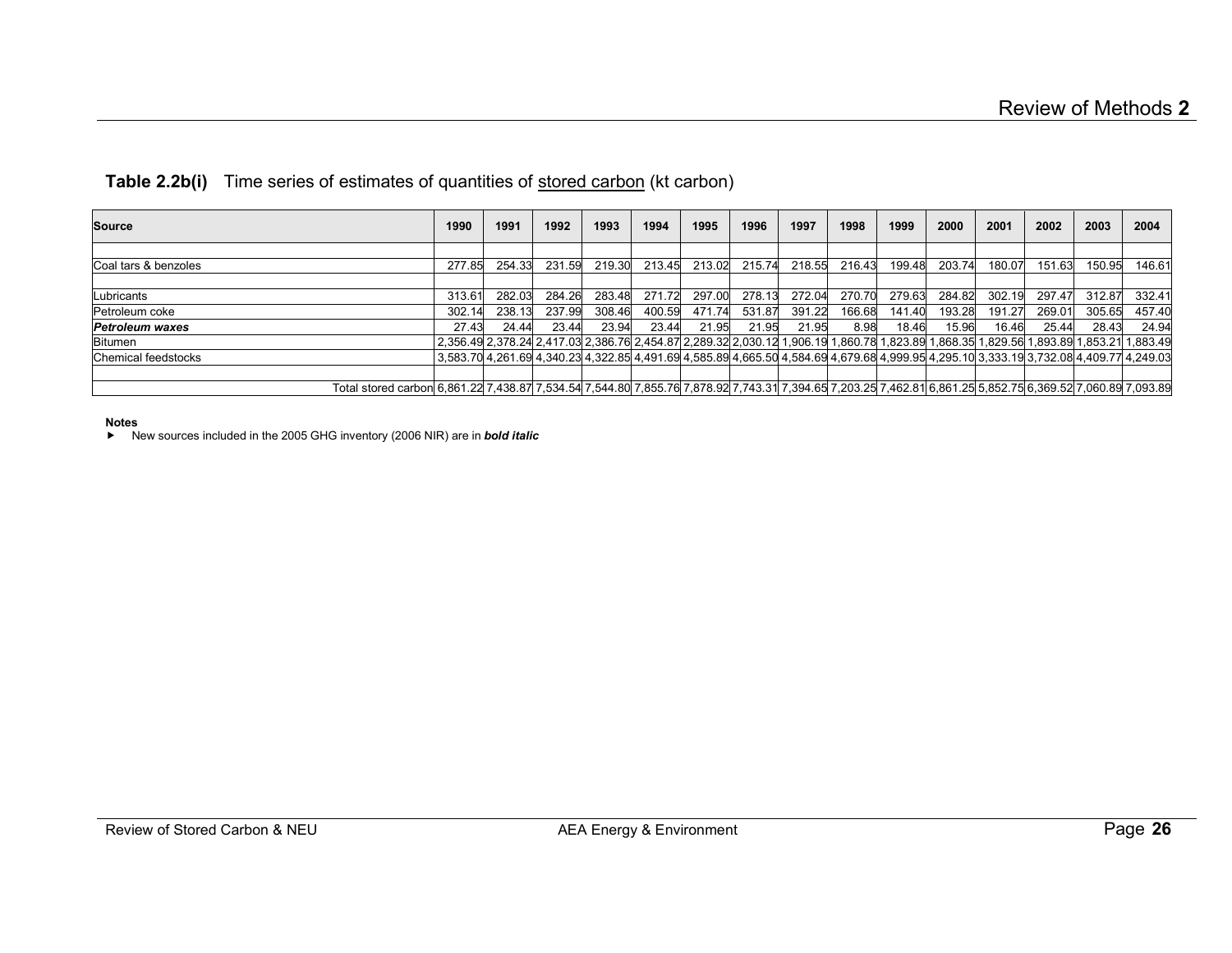**Table 2.2b(i)** Time series of estimates of quantities of stored carbon (kt carbon)

| Source | 1990 | 1991 | 1992 | 1993 | 1994 | 1995 | 1996 | 1997 | 1998 | 1999 | 2000 | 2001 | 2002 | 2003 | 2004 |
|---|---|---|---|---|---|---|---|---|---|---|---|---|---|---|---|
| | | | | | | | | | | | | | | | |
| Coal tars & benzoles | 277.85 | 254.33 | 231.59 | 219.30 | 213.45 | 213.02 | 215.74 | 218.55 | 216.43 | 199.48 | 203.74 | 180.07 | 151.63 | 150.95 | 146.61 |
| | | | | | | | | | | | | | | | |
| Lubricants | 313.61 | 282.03 | 284.26 | 283.48 | 271.72 | 297.00 | 278.13 | 272.04 | 270.70 | 279.63 | 284.82 | 302.19 | 297.47 | 312.87 | 332.41 |
| Petroleum coke | 302.14 | 238.13 | 237.99 | 308.46 | 400.59 | 471.74 | 531.87 | 391.22 | 166.68 | 141.40 | 193.28 | 191.27 | 269.01 | 305.65 | 457.40 |
| ***Petroleum waxes*** | 27.43 | 24.44 | 23.44 | 23.94 | 23.44 | 21.95 | 21.95 | 21.95 | 8.98 | 18.46 | 15.96 | 16.46 | 25.44 | 28.43 | 24.94 |
| Bitumen | 2,356.49 | 2,378.24 | 2,417.03 | 2,386.76 | 2,454.87 | 2,289.32 | 2,030.12 | 1,906.19 | 1,860.78 | 1,823.89 | 1,868.35 | 1,829.56 | 1,893.89 | 1,853.21 | 1,883.49 |
| Chemical feedstocks | 3,583.70 | 4,261.69 | 4,340.23 | 4,322.85 | 4,491.69 | 4,585.89 | 4,665.50 | 4,584.69 | 4,679.68 | 4,999.95 | 4,295.10 | 3,333.19 | 3,732.08 | 4,409.77 | 4,249.03 |
| | | | | | | | | | | | | | | | |
| Total stored carbon | 6,861.22 | 7,438.87 | 7,534.54 | 7,544.80 | 7,855.76 | 7,878.92 | 7,743.31 | 7,394.65 | 7,203.25 | 7,462.81 | 6,861.25 | 5,852.75 | 6,369.52 | 7,060.89 | 7,093.89 |

**Notes**

- New sources included in the 2005 GHG inventory (2006 NIR) are in ***bold italic***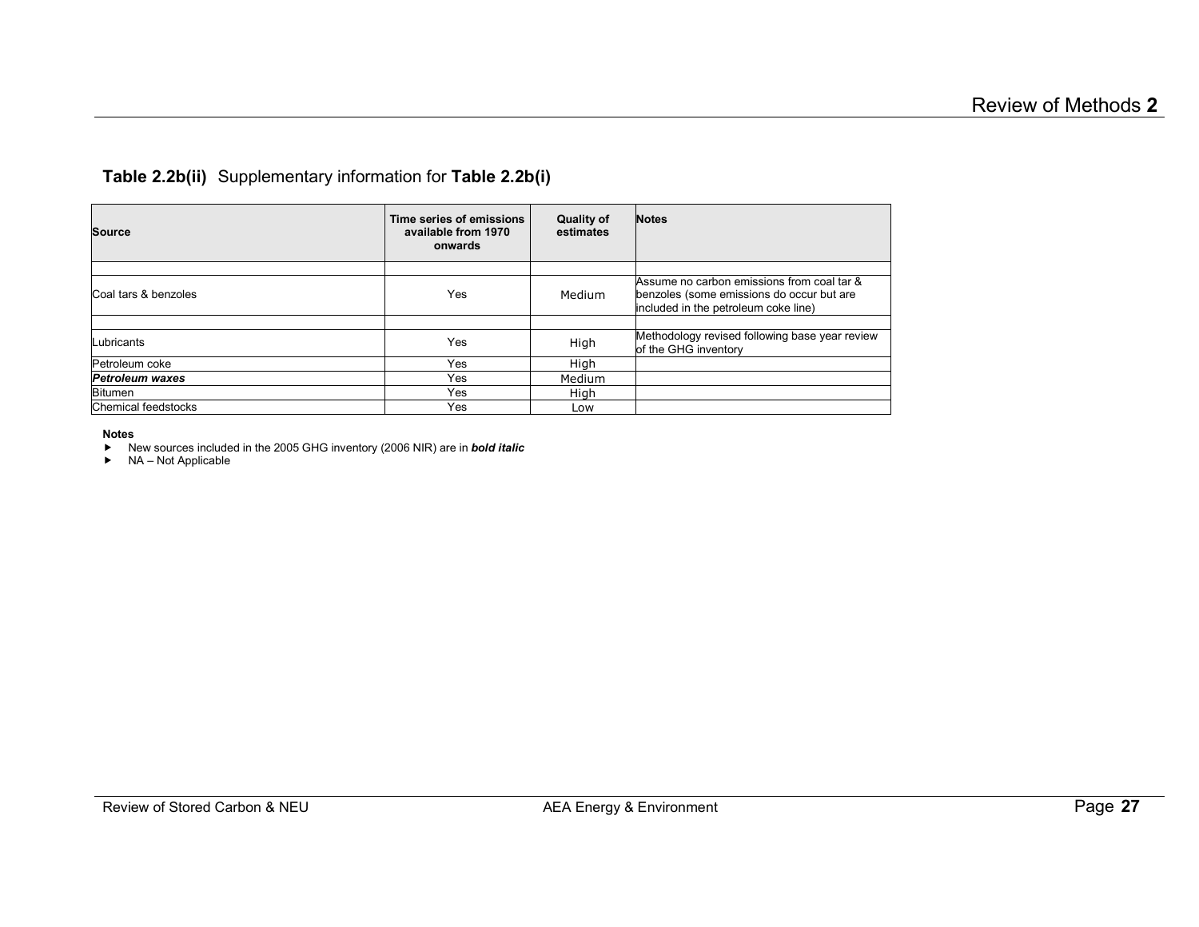**Table 2.2b(ii)** Supplementary information for **Table 2.2b(i)**

| Source | Time series of emissions available from 1970 onwards | Quality of estimates | Notes |
|---|---|---|---|
| | | | |
| Coal tars & benzoles | Yes | Medium | Assume no carbon emissions from coal tar & benzoles (some emissions do occur but are included in the petroleum coke line) |
| | | | |
| Lubricants | Yes | High | Methodology revised following base year review of the GHG inventory |
| Petroleum coke | Yes | High | |
| ***Petroleum waxes*** | Yes | Medium | |
| Bitumen | Yes | High | |
| Chemical feedstocks | Yes | Low | |

**Notes**

- New sources included in the 2005 GHG inventory (2006 NIR) are in ***bold italic***
- NA – Not Applicable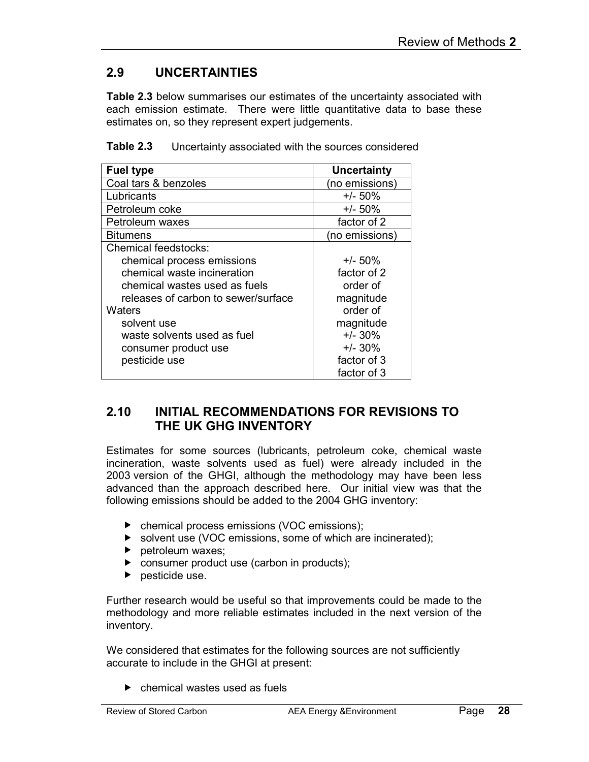## 2.9 UNCERTAINTIES

**Table 2.3** below summarises our estimates of the uncertainty associated with each emission estimate. There were little quantitative data to base these estimates on, so they represent expert judgements.

**Table 2.3** Uncertainty associated with the sources considered

| Fuel type | Uncertainty |
|---|---|
| Coal tars & benzoles | (no emissions) |
| Lubricants | +/- 50% |
| Petroleum coke | +/- 50% |
| Petroleum waxes | factor of 2 |
| Bitumens | (no emissions) |
| Chemical feedstocks: | |
| chemical process emissions | +/- 50% |
| chemical waste incineration | factor of 2 |
| chemical wastes used as fuels | order of |
| releases of carbon to sewer/surface | magnitude |
| Waters | order of |
| solvent use | magnitude |
| waste solvents used as fuel | +/- 30% |
| consumer product use | +/- 30% |
| pesticide use | factor of 3 |
| | factor of 3 |

## 2.10 INITIAL RECOMMENDATIONS FOR REVISIONS TO THE UK GHG INVENTORY

Estimates for some sources (lubricants, petroleum coke, chemical waste incineration, waste solvents used as fuel) were already included in the 2003 version of the GHGI, although the methodology may have been less advanced than the approach described here. Our initial view was that the following emissions should be added to the 2004 GHG inventory:

- chemical process emissions (VOC emissions);
- solvent use (VOC emissions, some of which are incinerated);
- petroleum waxes;
- consumer product use (carbon in products);
- pesticide use.

Further research would be useful so that improvements could be made to the methodology and more reliable estimates included in the next version of the inventory.

We considered that estimates for the following sources are not sufficiently accurate to include in the GHGI at present:

- chemical wastes used as fuels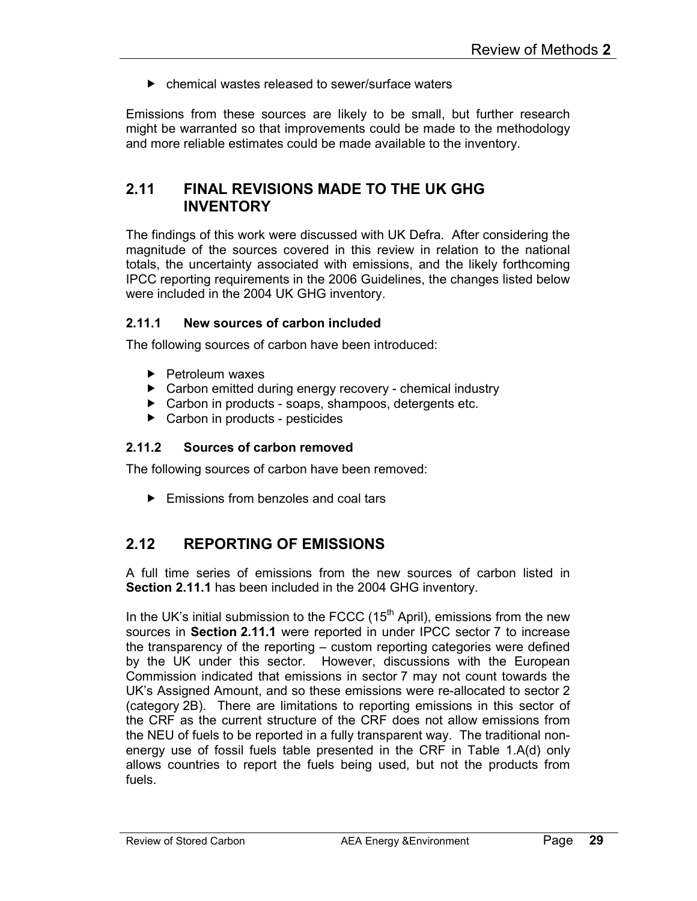- chemical wastes released to sewer/surface waters

Emissions from these sources are likely to be small, but further research might be warranted so that improvements could be made to the methodology and more reliable estimates could be made available to the inventory.

## 2.11 FINAL REVISIONS MADE TO THE UK GHG INVENTORY

The findings of this work were discussed with UK Defra. After considering the magnitude of the sources covered in this review in relation to the national totals, the uncertainty associated with emissions, and the likely forthcoming IPCC reporting requirements in the 2006 Guidelines, the changes listed below were included in the 2004 UK GHG inventory.

### 2.11.1 New sources of carbon included

The following sources of carbon have been introduced:

- Petroleum waxes
- Carbon emitted during energy recovery - chemical industry
- Carbon in products - soaps, shampoos, detergents etc.
- Carbon in products - pesticides

### 2.11.2 Sources of carbon removed

The following sources of carbon have been removed:

- Emissions from benzoles and coal tars

## 2.12 REPORTING OF EMISSIONS

A full time series of emissions from the new sources of carbon listed in **Section 2.11.1** has been included in the 2004 GHG inventory.

In the UK's initial submission to the FCCC (15th April), emissions from the new sources in **Section 2.11.1** were reported in under IPCC sector 7 to increase the transparency of the reporting – custom reporting categories were defined by the UK under this sector. However, discussions with the European Commission indicated that emissions in sector 7 may not count towards the UK's Assigned Amount, and so these emissions were re-allocated to sector 2 (category 2B). There are limitations to reporting emissions in this sector of the CRF as the current structure of the CRF does not allow emissions from the NEU of fuels to be reported in a fully transparent way. The traditional non-energy use of fossil fuels table presented in the CRF in Table 1.A(d) only allows countries to report the fuels being used, but not the products from fuels.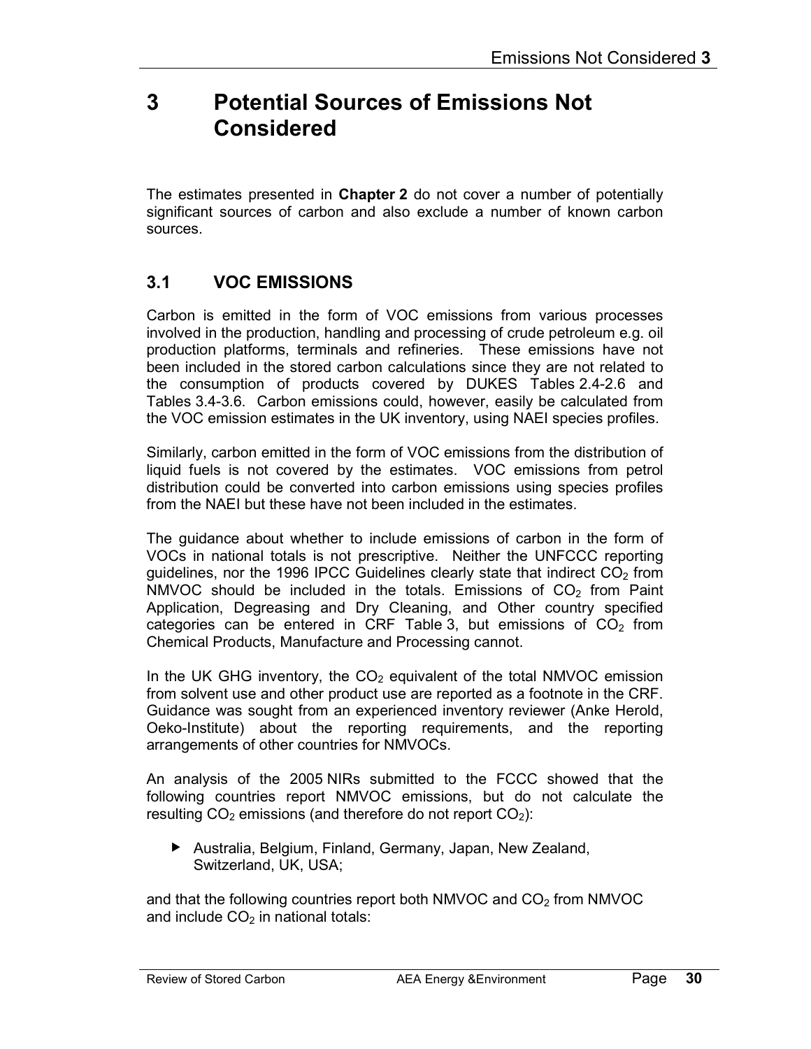# 3 Potential Sources of Emissions Not Considered

The estimates presented in **Chapter 2** do not cover a number of potentially significant sources of carbon and also exclude a number of known carbon sources.

## 3.1 VOC EMISSIONS

Carbon is emitted in the form of VOC emissions from various processes involved in the production, handling and processing of crude petroleum e.g. oil production platforms, terminals and refineries. These emissions have not been included in the stored carbon calculations since they are not related to the consumption of products covered by DUKES Tables 2.4-2.6 and Tables 3.4-3.6. Carbon emissions could, however, easily be calculated from the VOC emission estimates in the UK inventory, using NAEI species profiles.

Similarly, carbon emitted in the form of VOC emissions from the distribution of liquid fuels is not covered by the estimates. VOC emissions from petrol distribution could be converted into carbon emissions using species profiles from the NAEI but these have not been included in the estimates.

The guidance about whether to include emissions of carbon in the form of VOCs in national totals is not prescriptive. Neither the UNFCCC reporting guidelines, nor the 1996 IPCC Guidelines clearly state that indirect $CO_2$ from NMVOC should be included in the totals. Emissions of $CO_2$ from Paint Application, Degreasing and Dry Cleaning, and Other country specified categories can be entered in CRF Table 3, but emissions of $CO_2$ from Chemical Products, Manufacture and Processing cannot.

In the UK GHG inventory, the $CO_2$ equivalent of the total NMVOC emission from solvent use and other product use are reported as a footnote in the CRF. Guidance was sought from an experienced inventory reviewer (Anke Herold, Oeko-Institute) about the reporting requirements, and the reporting arrangements of other countries for NMVOCs.

An analysis of the 2005 NIRs submitted to the FCCC showed that the following countries report NMVOC emissions, but do not calculate the resulting $CO_2$ emissions (and therefore do not report $CO_2$):

- Australia, Belgium, Finland, Germany, Japan, New Zealand, Switzerland, UK, USA;

and that the following countries report both NMVOC and $CO_2$ from NMVOC and include $CO_2$ in national totals: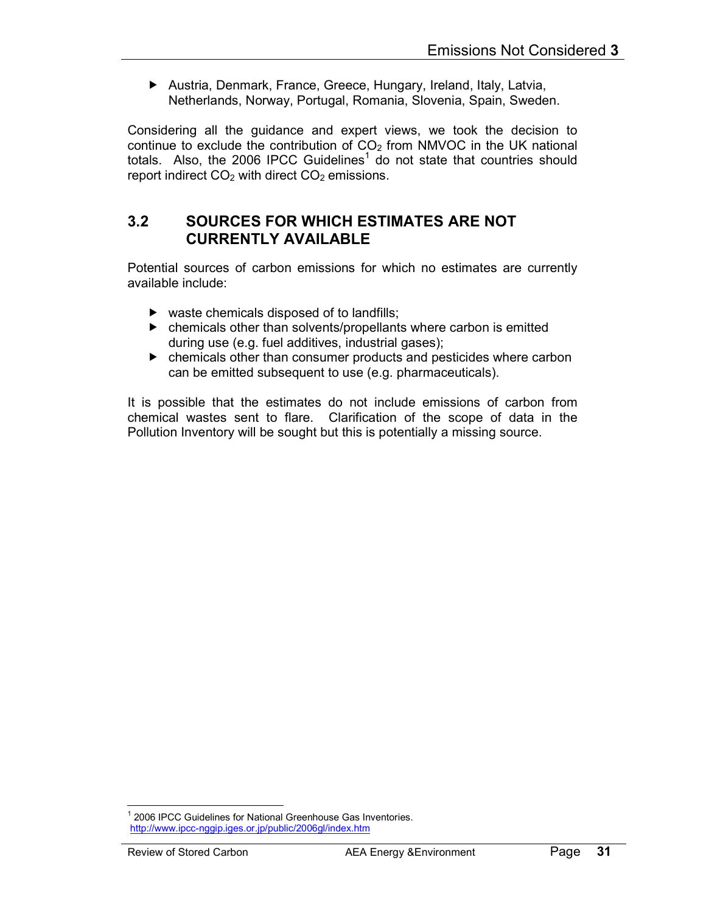- Austria, Denmark, France, Greece, Hungary, Ireland, Italy, Latvia, Netherlands, Norway, Portugal, Romania, Slovenia, Spain, Sweden.

Considering all the guidance and expert views, we took the decision to continue to exclude the contribution of $CO_2$ from NMVOC in the UK national totals. Also, the 2006 IPCC Guidelines[1] do not state that countries should report indirect $CO_2$ with direct $CO_2$ emissions.

## 3.2 SOURCES FOR WHICH ESTIMATES ARE NOT CURRENTLY AVAILABLE

Potential sources of carbon emissions for which no estimates are currently available include:

- waste chemicals disposed of to landfills;
- chemicals other than solvents/propellants where carbon is emitted during use (e.g. fuel additives, industrial gases);
- chemicals other than consumer products and pesticides where carbon can be emitted subsequent to use (e.g. pharmaceuticals).

It is possible that the estimates do not include emissions of carbon from chemical wastes sent to flare. Clarification of the scope of data in the Pollution Inventory will be sought but this is potentially a missing source.

---

[1] 2006 IPCC Guidelines for National Greenhouse Gas Inventories. http://www.ipcc-nggip.iges.or.jp/public/2006gl/index.htm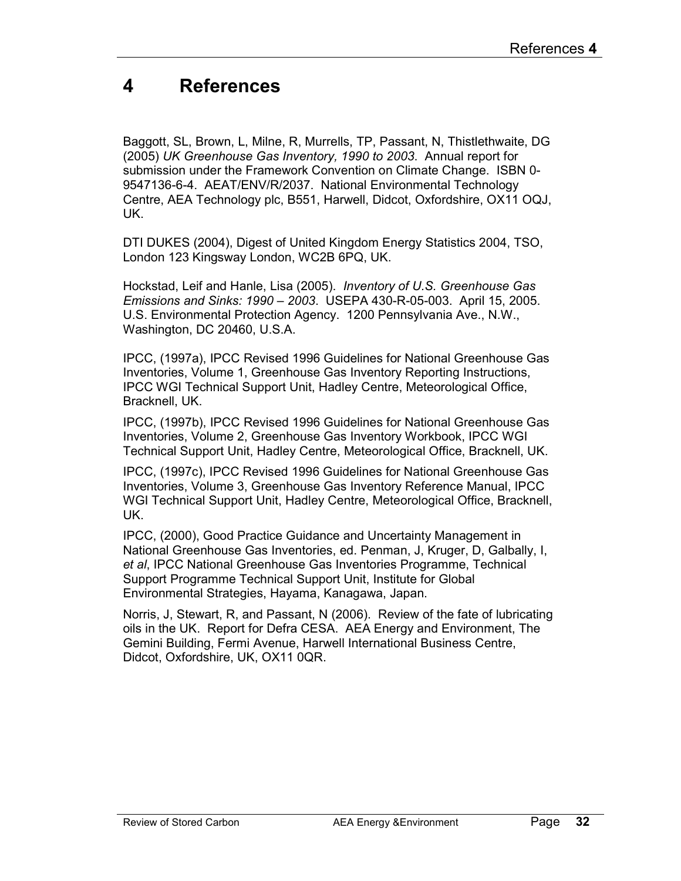# 4 References

Baggott, SL, Brown, L, Milne, R, Murrells, TP, Passant, N, Thistlethwaite, DG (2005) *UK Greenhouse Gas Inventory, 1990 to 2003*. Annual report for submission under the Framework Convention on Climate Change. ISBN 0-9547136-6-4. AEAT/ENV/R/2037. National Environmental Technology Centre, AEA Technology plc, B551, Harwell, Didcot, Oxfordshire, OX11 OQJ, UK.

DTI DUKES (2004), Digest of United Kingdom Energy Statistics 2004, TSO, London 123 Kingsway London, WC2B 6PQ, UK.

Hockstad, Leif and Hanle, Lisa (2005). *Inventory of U.S. Greenhouse Gas Emissions and Sinks: 1990 – 2003*. USEPA 430-R-05-003. April 15, 2005. U.S. Environmental Protection Agency. 1200 Pennsylvania Ave., N.W., Washington, DC 20460, U.S.A.

IPCC, (1997a), IPCC Revised 1996 Guidelines for National Greenhouse Gas Inventories, Volume 1, Greenhouse Gas Inventory Reporting Instructions, IPCC WGI Technical Support Unit, Hadley Centre, Meteorological Office, Bracknell, UK.

IPCC, (1997b), IPCC Revised 1996 Guidelines for National Greenhouse Gas Inventories, Volume 2, Greenhouse Gas Inventory Workbook, IPCC WGI Technical Support Unit, Hadley Centre, Meteorological Office, Bracknell, UK.

IPCC, (1997c), IPCC Revised 1996 Guidelines for National Greenhouse Gas Inventories, Volume 3, Greenhouse Gas Inventory Reference Manual, IPCC WGI Technical Support Unit, Hadley Centre, Meteorological Office, Bracknell, UK.

IPCC, (2000), Good Practice Guidance and Uncertainty Management in National Greenhouse Gas Inventories, ed. Penman, J, Kruger, D, Galbally, I, *et al*, IPCC National Greenhouse Gas Inventories Programme, Technical Support Programme Technical Support Unit, Institute for Global Environmental Strategies, Hayama, Kanagawa, Japan.

Norris, J, Stewart, R, and Passant, N (2006). Review of the fate of lubricating oils in the UK. Report for Defra CESA. AEA Energy and Environment, The Gemini Building, Fermi Avenue, Harwell International Business Centre, Didcot, Oxfordshire, UK, OX11 0QR.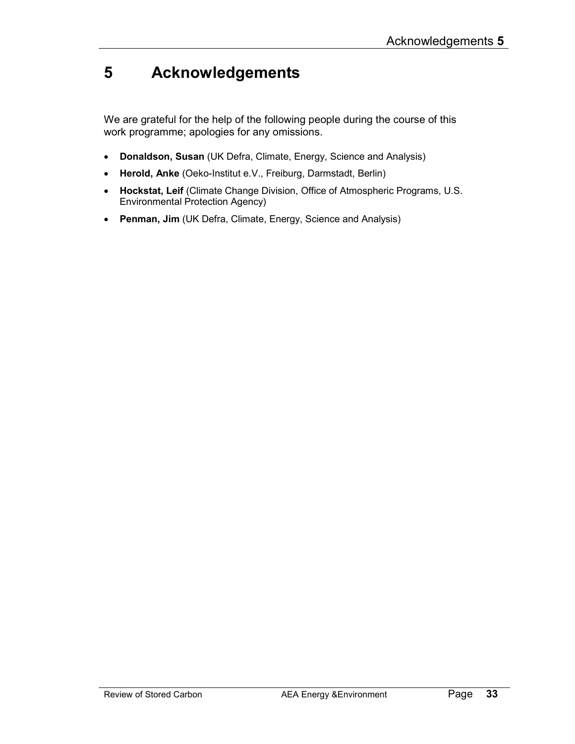# 5 Acknowledgements

We are grateful for the help of the following people during the course of this work programme; apologies for any omissions.

- **Donaldson, Susan** (UK Defra, Climate, Energy, Science and Analysis)
- **Herold, Anke** (Oeko-Institut e.V., Freiburg, Darmstadt, Berlin)
- **Hockstat, Leif** (Climate Change Division, Office of Atmospheric Programs, U.S. Environmental Protection Agency)
- **Penman, Jim** (UK Defra, Climate, Energy, Science and Analysis)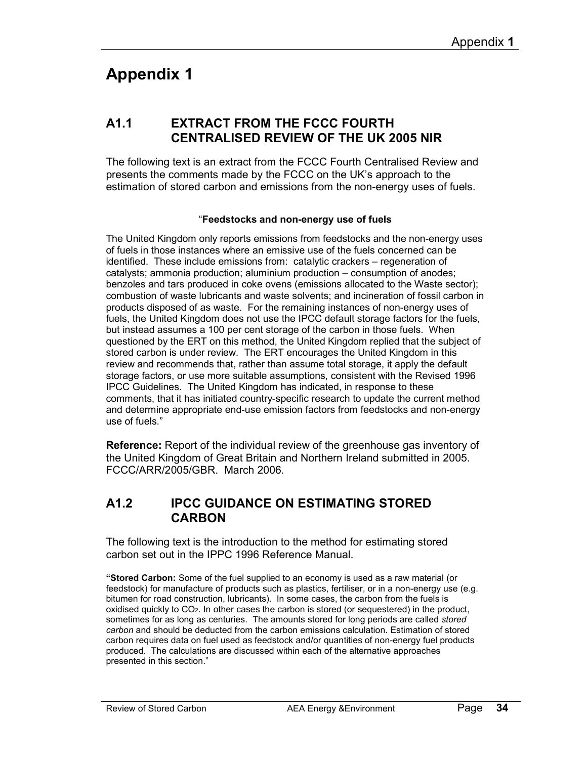# Appendix 1

## A1.1 EXTRACT FROM THE FCCC FOURTH CENTRALISED REVIEW OF THE UK 2005 NIR

The following text is an extract from the FCCC Fourth Centralised Review and presents the comments made by the FCCC on the UK's approach to the estimation of stored carbon and emissions from the non-energy uses of fuels.

"**Feedstocks and non-energy use of fuels**

The United Kingdom only reports emissions from feedstocks and the non-energy uses of fuels in those instances where an emissive use of the fuels concerned can be identified. These include emissions from: catalytic crackers – regeneration of catalysts; ammonia production; aluminium production – consumption of anodes; benzoles and tars produced in coke ovens (emissions allocated to the Waste sector); combustion of waste lubricants and waste solvents; and incineration of fossil carbon in products disposed of as waste. For the remaining instances of non-energy uses of fuels, the United Kingdom does not use the IPCC default storage factors for the fuels, but instead assumes a 100 per cent storage of the carbon in those fuels. When questioned by the ERT on this method, the United Kingdom replied that the subject of stored carbon is under review. The ERT encourages the United Kingdom in this review and recommends that, rather than assume total storage, it apply the default storage factors, or use more suitable assumptions, consistent with the Revised 1996 IPCC Guidelines. The United Kingdom has indicated, in response to these comments, that it has initiated country-specific research to update the current method and determine appropriate end-use emission factors from feedstocks and non-energy use of fuels."

**Reference:** Report of the individual review of the greenhouse gas inventory of the United Kingdom of Great Britain and Northern Ireland submitted in 2005. FCCC/ARR/2005/GBR. March 2006.

## A1.2 IPCC GUIDANCE ON ESTIMATING STORED CARBON

The following text is the introduction to the method for estimating stored carbon set out in the IPPC 1996 Reference Manual.

"**Stored Carbon:** Some of the fuel supplied to an economy is used as a raw material (or feedstock) for manufacture of products such as plastics, fertiliser, or in a non-energy use (e.g. bitumen for road construction, lubricants). In some cases, the carbon from the fuels is oxidised quickly to $CO_2$. In other cases the carbon is stored (or sequestered) in the product, sometimes for as long as centuries. The amounts stored for long periods are called *stored carbon* and should be deducted from the carbon emissions calculation. Estimation of stored carbon requires data on fuel used as feedstock and/or quantities of non-energy fuel products produced. The calculations are discussed within each of the alternative approaches presented in this section."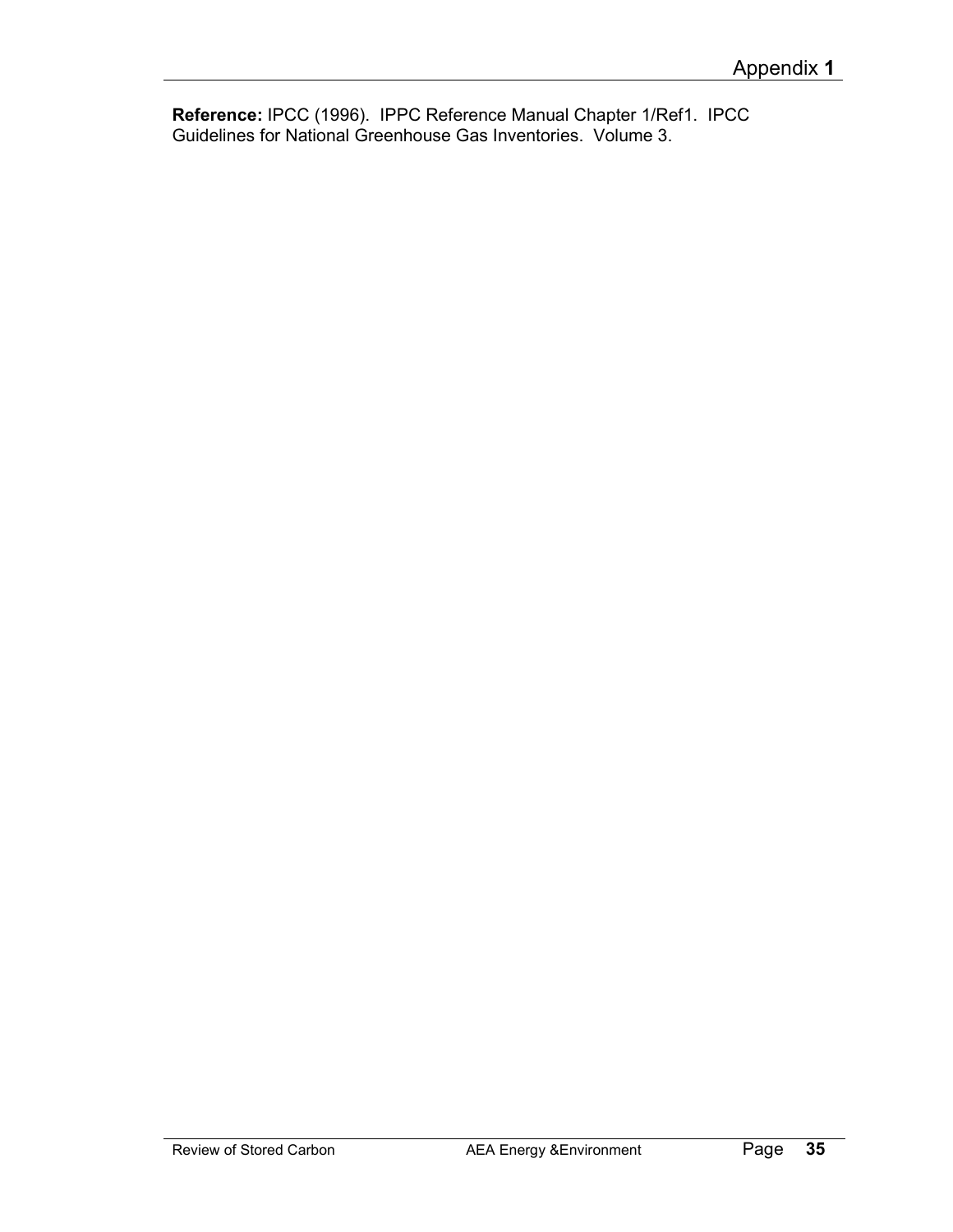**Reference:** IPCC (1996). IPPC Reference Manual Chapter 1/Ref1. IPCC Guidelines for National Greenhouse Gas Inventories. Volume 3.